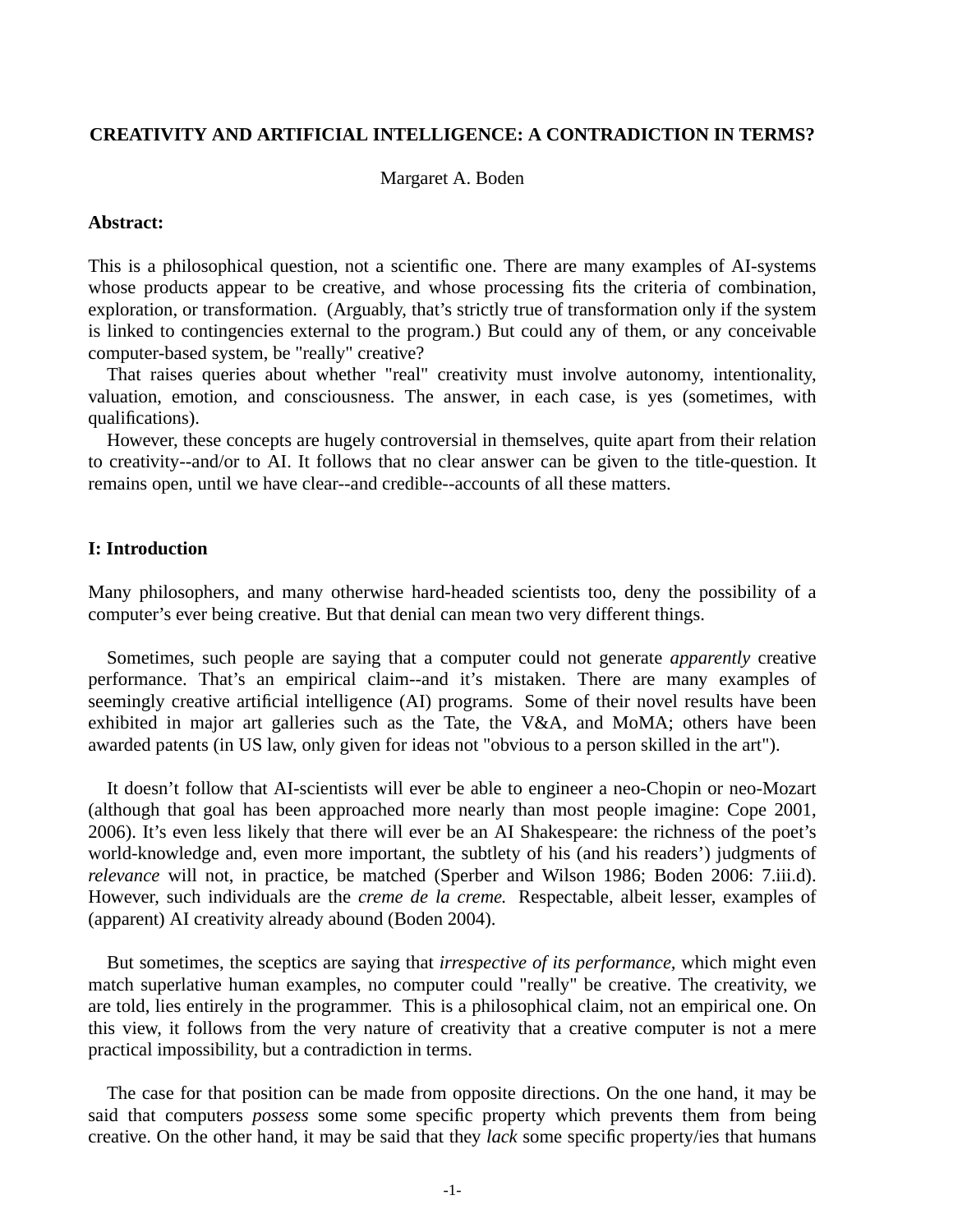# CREATIVITY AND ARTIFICIAL INTELLIGENCE: A CONTRADICTION IN TERMS?

Margaret A. Boden

**Abstract:**

This is a philosophical question, not a scientific one. There are many examples of AI-systems whose products appear to be creative, and whose processing fits the criteria of combination, exploration, or transformation. (Arguably, that's strictly true of transformation only if the system is linked to contingencies external to the program.) But could any of them, or any conceivable computer-based system, be "really" creative?

That raises queries about whether "real" creativity must involve autonomy, intentionality, valuation, emotion, and consciousness. The answer, in each case, is yes (sometimes, with qualifications).

However, these concepts are hugely controversial in themselves, quite apart from their relation to creativity--and/or to AI. It follows that no clear answer can be given to the title-question. It remains open, until we have clear--and credible--accounts of all these matters.

## I: Introduction

Many philosophers, and many otherwise hard-headed scientists too, deny the possibility of a computer's ever being creative. But that denial can mean two very different things.

Sometimes, such people are saying that a computer could not generate *apparently* creative performance. That's an empirical claim--and it's mistaken. There are many examples of seemingly creative artificial intelligence (AI) programs. Some of their novel results have been exhibited in major art galleries such as the Tate, the V&A, and MoMA; others have been awarded patents (in US law, only given for ideas not "obvious to a person skilled in the art").

It doesn't follow that AI-scientists will ever be able to engineer a neo-Chopin or neo-Mozart (although that goal has been approached more nearly than most people imagine: Cope 2001, 2006). It's even less likely that there will ever be an AI Shakespeare: the richness of the poet's world-knowledge and, even more important, the subtlety of his (and his readers') judgments of *relevance* will not, in practice, be matched (Sperber and Wilson 1986; Boden 2006: 7.iii.d). However, such individuals are the *creme de la creme.* Respectable, albeit lesser, examples of (apparent) AI creativity already abound (Boden 2004).

But sometimes, the sceptics are saying that *irrespective of its performance,* which might even match superlative human examples, no computer could "really" be creative. The creativity, we are told, lies entirely in the programmer. This is a philosophical claim, not an empirical one. On this view, it follows from the very nature of creativity that a creative computer is not a mere practical impossibility, but a contradiction in terms.

The case for that position can be made from opposite directions. On the one hand, it may be said that computers *possess* some some specific property which prevents them from being creative. On the other hand, it may be said that they *lack* some specific property/ies that humans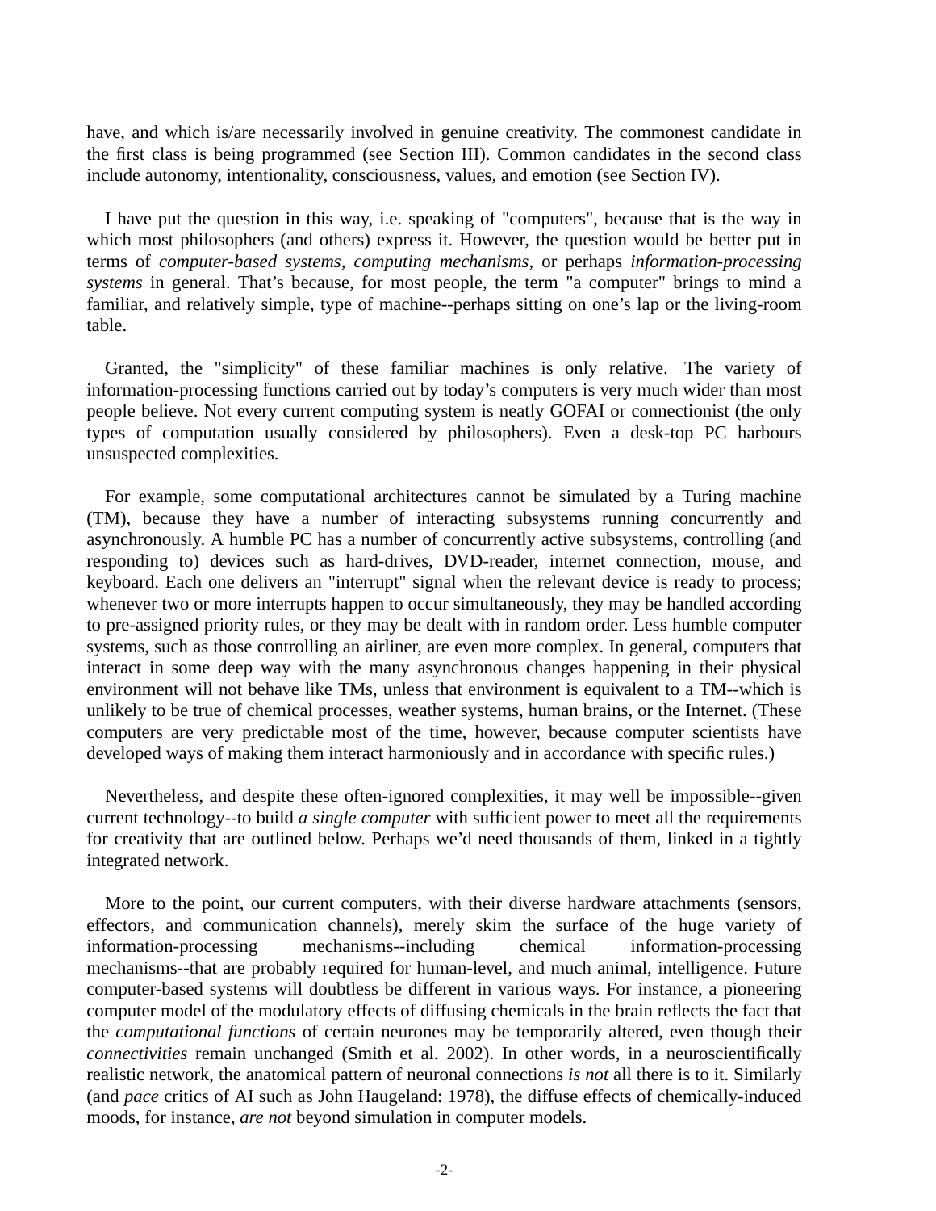have, and which is/are necessarily involved in genuine creativity. The commonest candidate in the first class is being programmed (see Section III). Common candidates in the second class include autonomy, intentionality, consciousness, values, and emotion (see Section IV).

I have put the question in this way, i.e. speaking of "computers", because that is the way in which most philosophers (and others) express it. However, the question would be better put in terms of *computer-based systems*, *computing mechanisms*, or perhaps *information-processing systems* in general. That's because, for most people, the term "a computer" brings to mind a familiar, and relatively simple, type of machine--perhaps sitting on one's lap or the living-room table.

Granted, the "simplicity" of these familiar machines is only relative. The variety of information-processing functions carried out by today's computers is very much wider than most people believe. Not every current computing system is neatly GOFAI or connectionist (the only types of computation usually considered by philosophers). Even a desk-top PC harbours unsuspected complexities.

For example, some computational architectures cannot be simulated by a Turing machine (TM), because they have a number of interacting subsystems running concurrently and asynchronously. A humble PC has a number of concurrently active subsystems, controlling (and responding to) devices such as hard-drives, DVD-reader, internet connection, mouse, and keyboard. Each one delivers an "interrupt" signal when the relevant device is ready to process; whenever two or more interrupts happen to occur simultaneously, they may be handled according to pre-assigned priority rules, or they may be dealt with in random order. Less humble computer systems, such as those controlling an airliner, are even more complex. In general, computers that interact in some deep way with the many asynchronous changes happening in their physical environment will not behave like TMs, unless that environment is equivalent to a TM--which is unlikely to be true of chemical processes, weather systems, human brains, or the Internet. (These computers are very predictable most of the time, however, because computer scientists have developed ways of making them interact harmoniously and in accordance with specific rules.)

Nevertheless, and despite these often-ignored complexities, it may well be impossible--given current technology--to build *a single computer* with sufficient power to meet all the requirements for creativity that are outlined below. Perhaps we'd need thousands of them, linked in a tightly integrated network.

More to the point, our current computers, with their diverse hardware attachments (sensors, effectors, and communication channels), merely skim the surface of the huge variety of information-processing mechanisms--including chemical information-processing mechanisms--that are probably required for human-level, and much animal, intelligence. Future computer-based systems will doubtless be different in various ways. For instance, a pioneering computer model of the modulatory effects of diffusing chemicals in the brain reflects the fact that the *computational functions* of certain neurones may be temporarily altered, even though their *connectivities* remain unchanged (Smith et al. 2002). In other words, in a neuroscientifically realistic network, the anatomical pattern of neuronal connections *is not* all there is to it. Similarly (and *pace* critics of AI such as John Haugeland: 1978), the diffuse effects of chemically-induced moods, for instance, *are not* beyond simulation in computer models.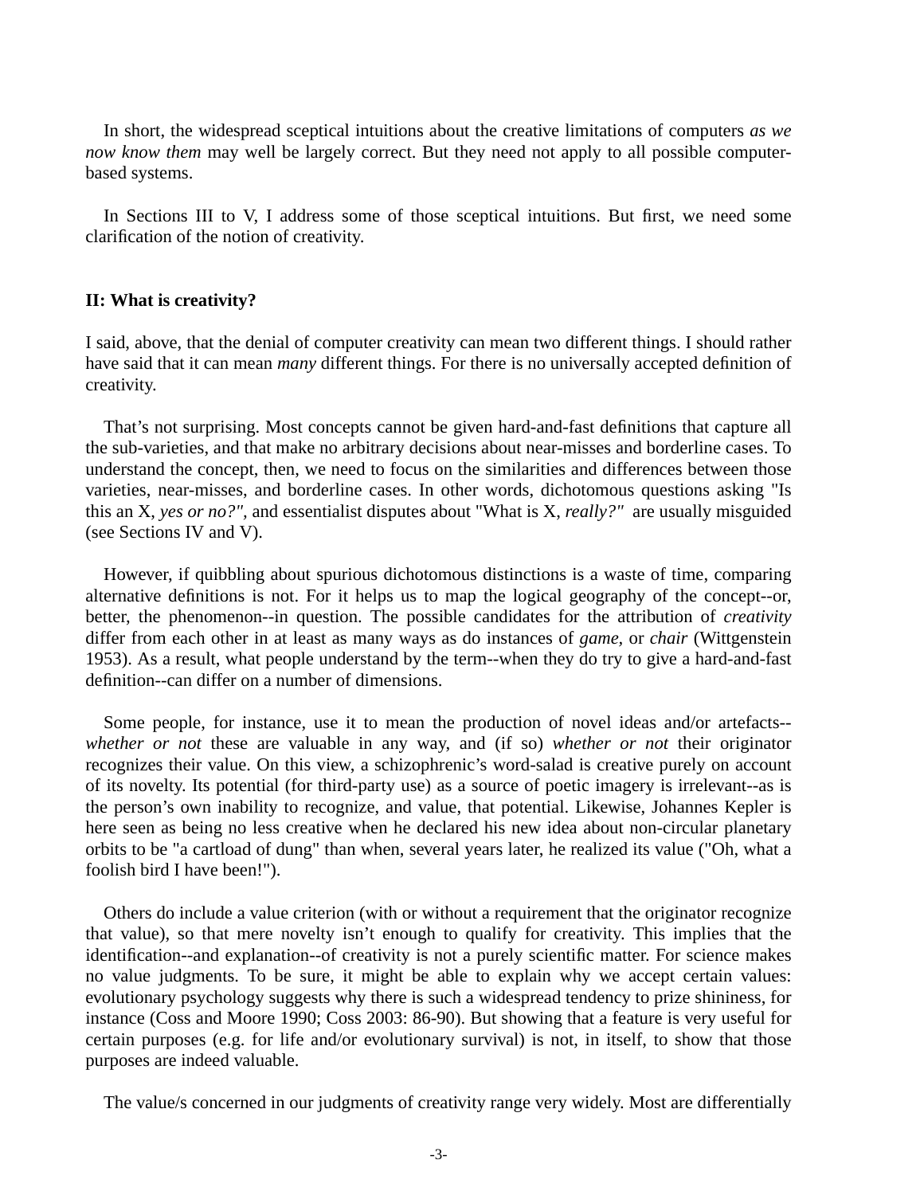In short, the widespread sceptical intuitions about the creative limitations of computers *as we now know them* may well be largely correct. But they need not apply to all possible computer-based systems.

In Sections III to V, I address some of those sceptical intuitions. But first, we need some clarification of the notion of creativity.

**II: What is creativity?**

I said, above, that the denial of computer creativity can mean two different things. I should rather have said that it can mean *many* different things. For there is no universally accepted definition of creativity.

That's not surprising. Most concepts cannot be given hard-and-fast definitions that capture all the sub-varieties, and that make no arbitrary decisions about near-misses and borderline cases. To understand the concept, then, we need to focus on the similarities and differences between those varieties, near-misses, and borderline cases. In other words, dichotomous questions asking "Is this an X, *yes or no?"*, and essentialist disputes about "What is X, *really?"* are usually misguided (see Sections IV and V).

However, if quibbling about spurious dichotomous distinctions is a waste of time, comparing alternative definitions is not. For it helps us to map the logical geography of the concept--or, better, the phenomenon--in question. The possible candidates for the attribution of *creativity* differ from each other in at least as many ways as do instances of *game*, or *chair* (Wittgenstein 1953). As a result, what people understand by the term--when they do try to give a hard-and-fast definition--can differ on a number of dimensions.

Some people, for instance, use it to mean the production of novel ideas and/or artefacts--*whether or not* these are valuable in any way, and (if so) *whether or not* their originator recognizes their value. On this view, a schizophrenic's word-salad is creative purely on account of its novelty. Its potential (for third-party use) as a source of poetic imagery is irrelevant--as is the person's own inability to recognize, and value, that potential. Likewise, Johannes Kepler is here seen as being no less creative when he declared his new idea about non-circular planetary orbits to be "a cartload of dung" than when, several years later, he realized its value ("Oh, what a foolish bird I have been!").

Others do include a value criterion (with or without a requirement that the originator recognize that value), so that mere novelty isn't enough to qualify for creativity. This implies that the identification--and explanation--of creativity is not a purely scientific matter. For science makes no value judgments. To be sure, it might be able to explain why we accept certain values: evolutionary psychology suggests why there is such a widespread tendency to prize shininess, for instance (Coss and Moore 1990; Coss 2003: 86-90). But showing that a feature is very useful for certain purposes (e.g. for life and/or evolutionary survival) is not, in itself, to show that those purposes are indeed valuable.

The value/s concerned in our judgments of creativity range very widely. Most are differentially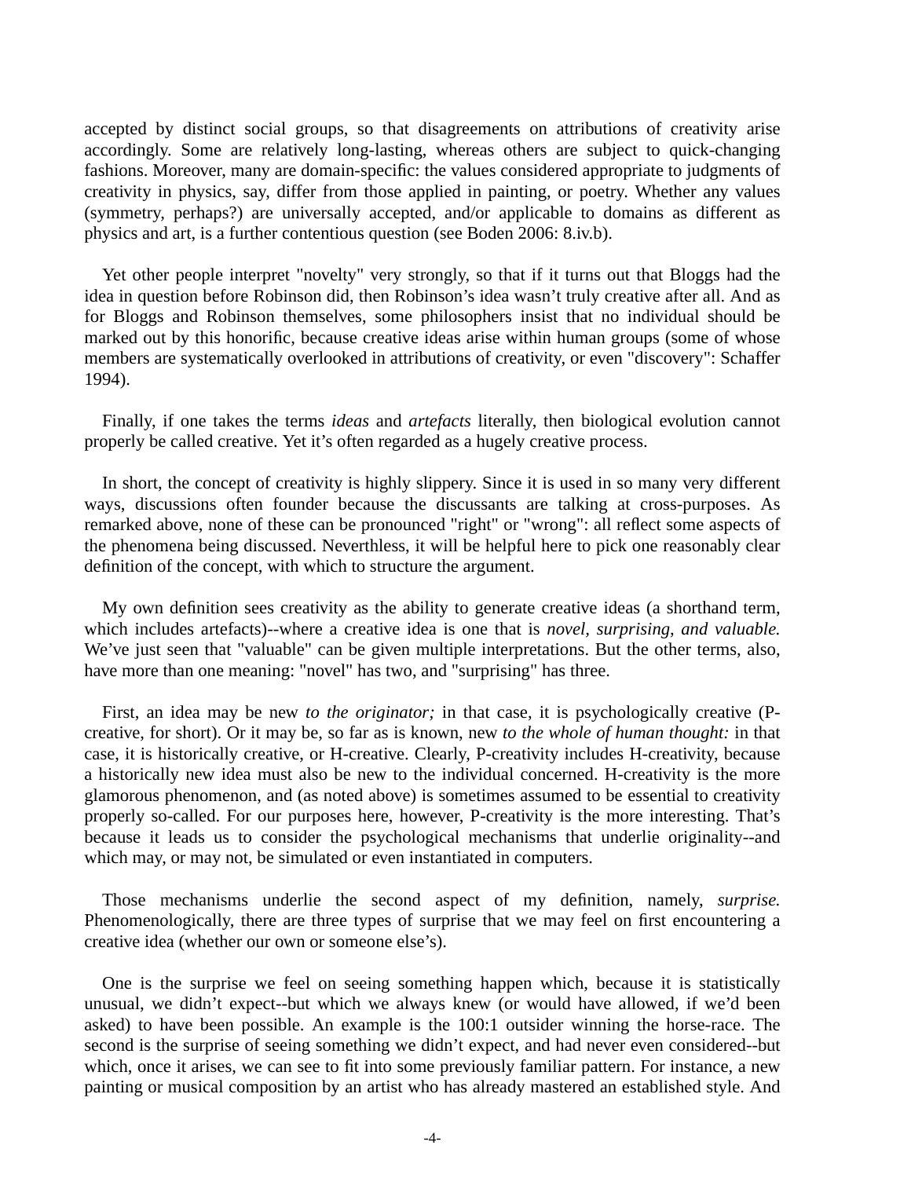accepted by distinct social groups, so that disagreements on attributions of creativity arise accordingly. Some are relatively long-lasting, whereas others are subject to quick-changing fashions. Moreover, many are domain-specific: the values considered appropriate to judgments of creativity in physics, say, differ from those applied in painting, or poetry. Whether any values (symmetry, perhaps?) are universally accepted, and/or applicable to domains as different as physics and art, is a further contentious question (see Boden 2006: 8.iv.b).

Yet other people interpret "novelty" very strongly, so that if it turns out that Bloggs had the idea in question before Robinson did, then Robinson's idea wasn't truly creative after all. And as for Bloggs and Robinson themselves, some philosophers insist that no individual should be marked out by this honorific, because creative ideas arise within human groups (some of whose members are systematically overlooked in attributions of creativity, or even "discovery": Schaffer 1994).

Finally, if one takes the terms *ideas* and *artefacts* literally, then biological evolution cannot properly be called creative. Yet it's often regarded as a hugely creative process.

In short, the concept of creativity is highly slippery. Since it is used in so many very different ways, discussions often founder because the discussants are talking at cross-purposes. As remarked above, none of these can be pronounced "right" or "wrong": all reflect some aspects of the phenomena being discussed. Neverthless, it will be helpful here to pick one reasonably clear definition of the concept, with which to structure the argument.

My own definition sees creativity as the ability to generate creative ideas (a shorthand term, which includes artefacts)--where a creative idea is one that is *novel, surprising, and valuable.* We've just seen that "valuable" can be given multiple interpretations. But the other terms, also, have more than one meaning: "novel" has two, and "surprising" has three.

First, an idea may be new *to the originator;* in that case, it is psychologically creative (P-creative, for short). Or it may be, so far as is known, new *to the whole of human thought:* in that case, it is historically creative, or H-creative. Clearly, P-creativity includes H-creativity, because a historically new idea must also be new to the individual concerned. H-creativity is the more glamorous phenomenon, and (as noted above) is sometimes assumed to be essential to creativity properly so-called. For our purposes here, however, P-creativity is the more interesting. That's because it leads us to consider the psychological mechanisms that underlie originality--and which may, or may not, be simulated or even instantiated in computers.

Those mechanisms underlie the second aspect of my definition, namely, *surprise.* Phenomenologically, there are three types of surprise that we may feel on first encountering a creative idea (whether our own or someone else's).

One is the surprise we feel on seeing something happen which, because it is statistically unusual, we didn't expect--but which we always knew (or would have allowed, if we'd been asked) to have been possible. An example is the 100:1 outsider winning the horse-race. The second is the surprise of seeing something we didn't expect, and had never even considered--but which, once it arises, we can see to fit into some previously familiar pattern. For instance, a new painting or musical composition by an artist who has already mastered an established style. And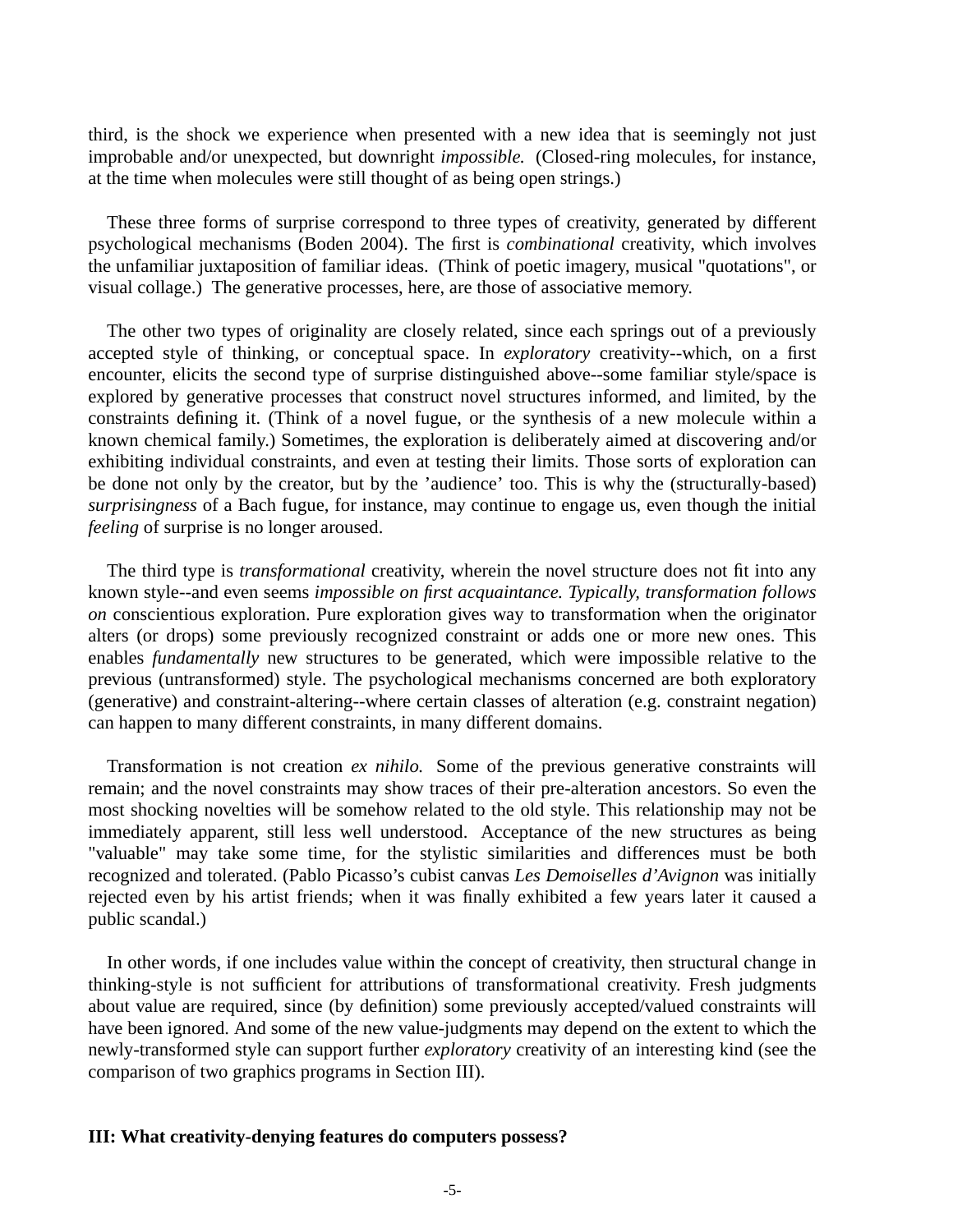third, is the shock we experience when presented with a new idea that is seemingly not just improbable and/or unexpected, but downright *impossible.* (Closed-ring molecules, for instance, at the time when molecules were still thought of as being open strings.)

These three forms of surprise correspond to three types of creativity, generated by different psychological mechanisms (Boden 2004). The first is *combinational* creativity, which involves the unfamiliar juxtaposition of familiar ideas. (Think of poetic imagery, musical "quotations", or visual collage.) The generative processes, here, are those of associative memory.

The other two types of originality are closely related, since each springs out of a previously accepted style of thinking, or conceptual space. In *exploratory* creativity--which, on a first encounter, elicits the second type of surprise distinguished above--some familiar style/space is explored by generative processes that construct novel structures informed, and limited, by the constraints defining it. (Think of a novel fugue, or the synthesis of a new molecule within a known chemical family.) Sometimes, the exploration is deliberately aimed at discovering and/or exhibiting individual constraints, and even at testing their limits. Those sorts of exploration can be done not only by the creator, but by the 'audience' too. This is why the (structurally-based) *surprisingness* of a Bach fugue, for instance, may continue to engage us, even though the initial *feeling* of surprise is no longer aroused.

The third type is *transformational* creativity, wherein the novel structure does not fit into any known style--and even seems *impossible on first acquaintance. Typically, transformation follows on* conscientious exploration. Pure exploration gives way to transformation when the originator alters (or drops) some previously recognized constraint or adds one or more new ones. This enables *fundamentally* new structures to be generated, which were impossible relative to the previous (untransformed) style. The psychological mechanisms concerned are both exploratory (generative) and constraint-altering--where certain classes of alteration (e.g. constraint negation) can happen to many different constraints, in many different domains.

Transformation is not creation *ex nihilo.* Some of the previous generative constraints will remain; and the novel constraints may show traces of their pre-alteration ancestors. So even the most shocking novelties will be somehow related to the old style. This relationship may not be immediately apparent, still less well understood. Acceptance of the new structures as being "valuable" may take some time, for the stylistic similarities and differences must be both recognized and tolerated. (Pablo Picasso's cubist canvas *Les Demoiselles d'Avignon* was initially rejected even by his artist friends; when it was finally exhibited a few years later it caused a public scandal.)

In other words, if one includes value within the concept of creativity, then structural change in thinking-style is not sufficient for attributions of transformational creativity. Fresh judgments about value are required, since (by definition) some previously accepted/valued constraints will have been ignored. And some of the new value-judgments may depend on the extent to which the newly-transformed style can support further *exploratory* creativity of an interesting kind (see the comparison of two graphics programs in Section III).

## III: What creativity-denying features do computers possess?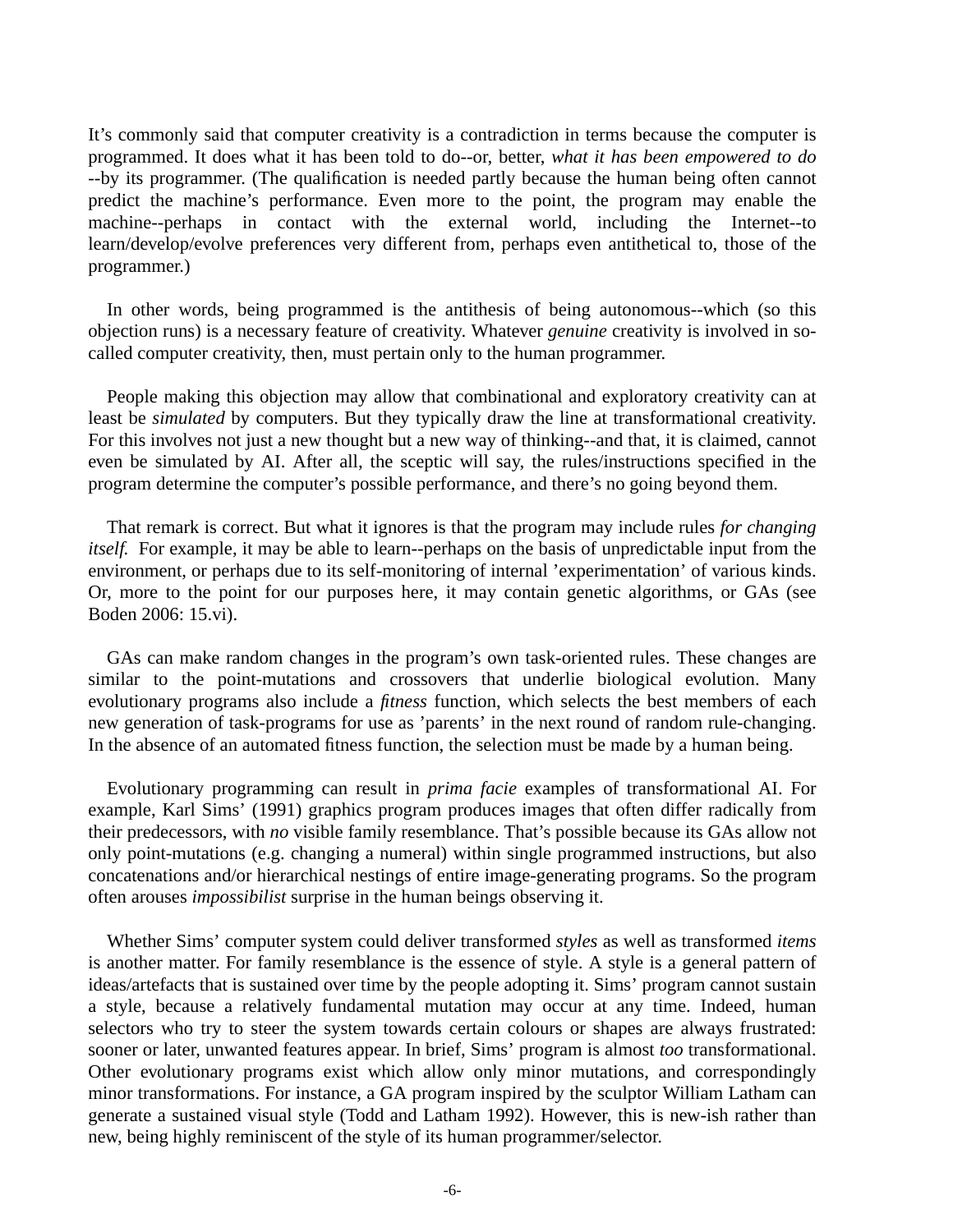It's commonly said that computer creativity is a contradiction in terms because the computer is programmed. It does what it has been told to do--or, better, *what it has been empowered to do* --by its programmer. (The qualification is needed partly because the human being often cannot predict the machine's performance. Even more to the point, the program may enable the machine--perhaps in contact with the external world, including the Internet--to learn/develop/evolve preferences very different from, perhaps even antithetical to, those of the programmer.)

In other words, being programmed is the antithesis of being autonomous--which (so this objection runs) is a necessary feature of creativity. Whatever *genuine* creativity is involved in so-called computer creativity, then, must pertain only to the human programmer.

People making this objection may allow that combinational and exploratory creativity can at least be *simulated* by computers. But they typically draw the line at transformational creativity. For this involves not just a new thought but a new way of thinking--and that, it is claimed, cannot even be simulated by AI. After all, the sceptic will say, the rules/instructions specified in the program determine the computer's possible performance, and there's no going beyond them.

That remark is correct. But what it ignores is that the program may include rules *for changing itself.* For example, it may be able to learn--perhaps on the basis of unpredictable input from the environment, or perhaps due to its self-monitoring of internal 'experimentation' of various kinds. Or, more to the point for our purposes here, it may contain genetic algorithms, or GAs (see Boden 2006: 15.vi).

GAs can make random changes in the program's own task-oriented rules. These changes are similar to the point-mutations and crossovers that underlie biological evolution. Many evolutionary programs also include a *fitness* function, which selects the best members of each new generation of task-programs for use as 'parents' in the next round of random rule-changing. In the absence of an automated fitness function, the selection must be made by a human being.

Evolutionary programming can result in *prima facie* examples of transformational AI. For example, Karl Sims' (1991) graphics program produces images that often differ radically from their predecessors, with *no* visible family resemblance. That's possible because its GAs allow not only point-mutations (e.g. changing a numeral) within single programmed instructions, but also concatenations and/or hierarchical nestings of entire image-generating programs. So the program often arouses *impossibilist* surprise in the human beings observing it.

Whether Sims' computer system could deliver transformed *styles* as well as transformed *items* is another matter. For family resemblance is the essence of style. A style is a general pattern of ideas/artefacts that is sustained over time by the people adopting it. Sims' program cannot sustain a style, because a relatively fundamental mutation may occur at any time. Indeed, human selectors who try to steer the system towards certain colours or shapes are always frustrated: sooner or later, unwanted features appear. In brief, Sims' program is almost *too* transformational. Other evolutionary programs exist which allow only minor mutations, and correspondingly minor transformations. For instance, a GA program inspired by the sculptor William Latham can generate a sustained visual style (Todd and Latham 1992). However, this is new-ish rather than new, being highly reminiscent of the style of its human programmer/selector.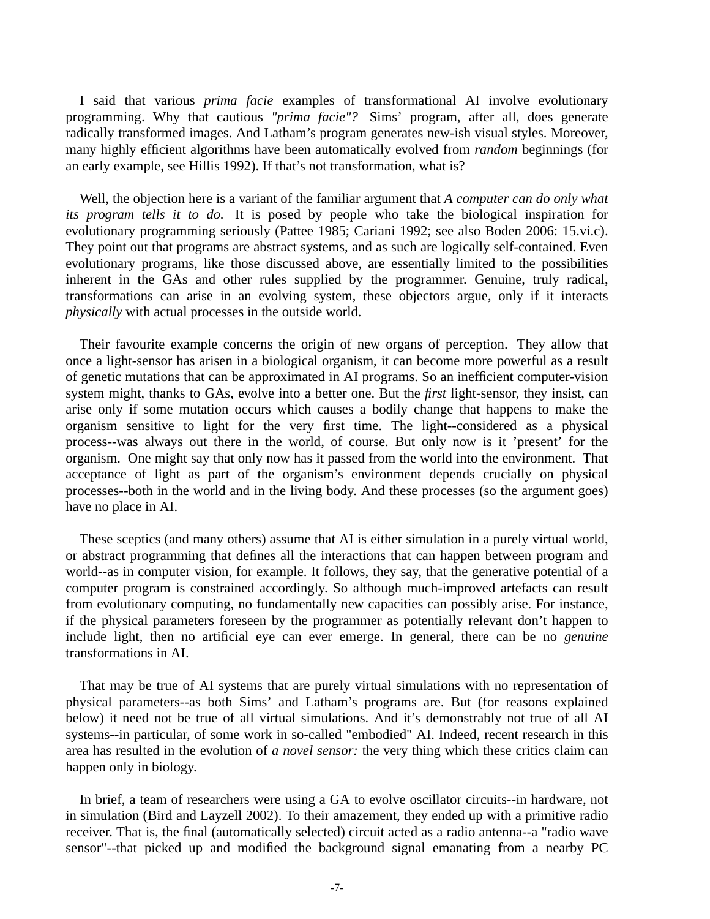I said that various *prima facie* examples of transformational AI involve evolutionary programming. Why that cautious *"prima facie"?* Sims' program, after all, does generate radically transformed images. And Latham's program generates new-ish visual styles. Moreover, many highly efficient algorithms have been automatically evolved from *random* beginnings (for an early example, see Hillis 1992). If that's not transformation, what is?

Well, the objection here is a variant of the familiar argument that *A computer can do only what its program tells it to do.* It is posed by people who take the biological inspiration for evolutionary programming seriously (Pattee 1985; Cariani 1992; see also Boden 2006: 15.vi.c). They point out that programs are abstract systems, and as such are logically self-contained. Even evolutionary programs, like those discussed above, are essentially limited to the possibilities inherent in the GAs and other rules supplied by the programmer. Genuine, truly radical, transformations can arise in an evolving system, these objectors argue, only if it interacts *physically* with actual processes in the outside world.

Their favourite example concerns the origin of new organs of perception. They allow that once a light-sensor has arisen in a biological organism, it can become more powerful as a result of genetic mutations that can be approximated in AI programs. So an inefficient computer-vision system might, thanks to GAs, evolve into a better one. But the *first* light-sensor, they insist, can arise only if some mutation occurs which causes a bodily change that happens to make the organism sensitive to light for the very first time. The light--considered as a physical process--was always out there in the world, of course. But only now is it 'present' for the organism. One might say that only now has it passed from the world into the environment. That acceptance of light as part of the organism's environment depends crucially on physical processes--both in the world and in the living body. And these processes (so the argument goes) have no place in AI.

These sceptics (and many others) assume that AI is either simulation in a purely virtual world, or abstract programming that defines all the interactions that can happen between program and world--as in computer vision, for example. It follows, they say, that the generative potential of a computer program is constrained accordingly. So although much-improved artefacts can result from evolutionary computing, no fundamentally new capacities can possibly arise. For instance, if the physical parameters foreseen by the programmer as potentially relevant don't happen to include light, then no artificial eye can ever emerge. In general, there can be no *genuine* transformations in AI.

That may be true of AI systems that are purely virtual simulations with no representation of physical parameters--as both Sims' and Latham's programs are. But (for reasons explained below) it need not be true of all virtual simulations. And it's demonstrably not true of all AI systems--in particular, of some work in so-called "embodied" AI. Indeed, recent research in this area has resulted in the evolution of *a novel sensor:* the very thing which these critics claim can happen only in biology.

In brief, a team of researchers were using a GA to evolve oscillator circuits--in hardware, not in simulation (Bird and Layzell 2002). To their amazement, they ended up with a primitive radio receiver. That is, the final (automatically selected) circuit acted as a radio antenna--a "radio wave sensor"--that picked up and modified the background signal emanating from a nearby PC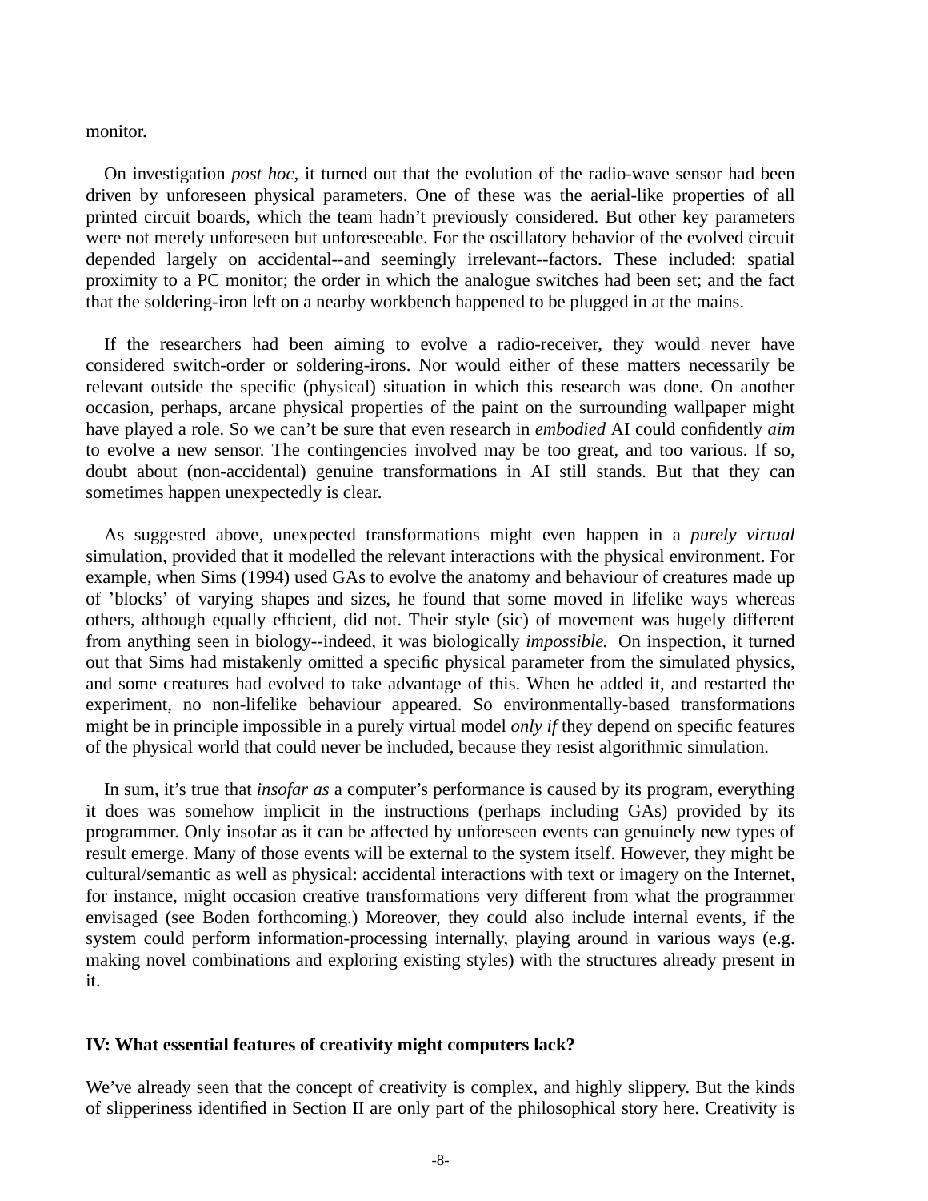monitor.

On investigation *post hoc*, it turned out that the evolution of the radio-wave sensor had been driven by unforeseen physical parameters. One of these was the aerial-like properties of all printed circuit boards, which the team hadn't previously considered. But other key parameters were not merely unforeseen but unforeseeable. For the oscillatory behavior of the evolved circuit depended largely on accidental--and seemingly irrelevant--factors. These included: spatial proximity to a PC monitor; the order in which the analogue switches had been set; and the fact that the soldering-iron left on a nearby workbench happened to be plugged in at the mains.

If the researchers had been aiming to evolve a radio-receiver, they would never have considered switch-order or soldering-irons. Nor would either of these matters necessarily be relevant outside the specific (physical) situation in which this research was done. On another occasion, perhaps, arcane physical properties of the paint on the surrounding wallpaper might have played a role. So we can't be sure that even research in *embodied* AI could confidently *aim* to evolve a new sensor. The contingencies involved may be too great, and too various. If so, doubt about (non-accidental) genuine transformations in AI still stands. But that they can sometimes happen unexpectedly is clear.

As suggested above, unexpected transformations might even happen in a *purely virtual* simulation, provided that it modelled the relevant interactions with the physical environment. For example, when Sims (1994) used GAs to evolve the anatomy and behaviour of creatures made up of 'blocks' of varying shapes and sizes, he found that some moved in lifelike ways whereas others, although equally efficient, did not. Their style (sic) of movement was hugely different from anything seen in biology--indeed, it was biologically *impossible.* On inspection, it turned out that Sims had mistakenly omitted a specific physical parameter from the simulated physics, and some creatures had evolved to take advantage of this. When he added it, and restarted the experiment, no non-lifelike behaviour appeared. So environmentally-based transformations might be in principle impossible in a purely virtual model *only if* they depend on specific features of the physical world that could never be included, because they resist algorithmic simulation.

In sum, it's true that *insofar as* a computer's performance is caused by its program, everything it does was somehow implicit in the instructions (perhaps including GAs) provided by its programmer. Only insofar as it can be affected by unforeseen events can genuinely new types of result emerge. Many of those events will be external to the system itself. However, they might be cultural/semantic as well as physical: accidental interactions with text or imagery on the Internet, for instance, might occasion creative transformations very different from what the programmer envisaged (see Boden forthcoming.) Moreover, they could also include internal events, if the system could perform information-processing internally, playing around in various ways (e.g. making novel combinations and exploring existing styles) with the structures already present in it.

## IV: What essential features of creativity might computers lack?

We've already seen that the concept of creativity is complex, and highly slippery. But the kinds of slipperiness identified in Section II are only part of the philosophical story here. Creativity is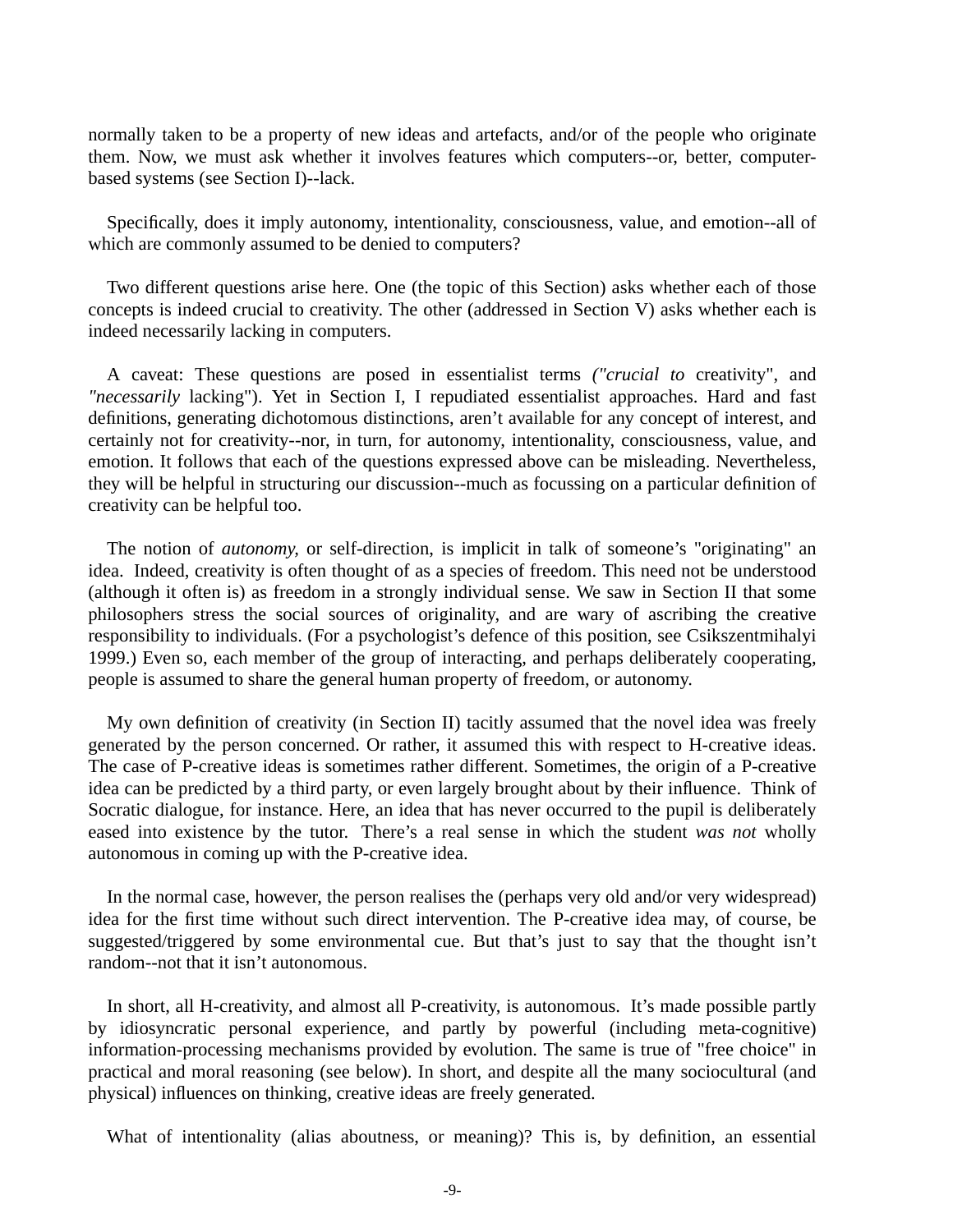normally taken to be a property of new ideas and artefacts, and/or of the people who originate them. Now, we must ask whether it involves features which computers--or, better, computer-based systems (see Section I)--lack.

Specifically, does it imply autonomy, intentionality, consciousness, value, and emotion--all of which are commonly assumed to be denied to computers?

Two different questions arise here. One (the topic of this Section) asks whether each of those concepts is indeed crucial to creativity. The other (addressed in Section V) asks whether each is indeed necessarily lacking in computers.

A caveat: These questions are posed in essentialist terms *("crucial to* creativity", and *"necessarily* lacking"). Yet in Section I, I repudiated essentialist approaches. Hard and fast definitions, generating dichotomous distinctions, aren't available for any concept of interest, and certainly not for creativity--nor, in turn, for autonomy, intentionality, consciousness, value, and emotion. It follows that each of the questions expressed above can be misleading. Nevertheless, they will be helpful in structuring our discussion--much as focussing on a particular definition of creativity can be helpful too.

The notion of *autonomy,* or self-direction, is implicit in talk of someone's "originating" an idea. Indeed, creativity is often thought of as a species of freedom. This need not be understood (although it often is) as freedom in a strongly individual sense. We saw in Section II that some philosophers stress the social sources of originality, and are wary of ascribing the creative responsibility to individuals. (For a psychologist's defence of this position, see Csikszentmihalyi 1999.) Even so, each member of the group of interacting, and perhaps deliberately cooperating, people is assumed to share the general human property of freedom, or autonomy.

My own definition of creativity (in Section II) tacitly assumed that the novel idea was freely generated by the person concerned. Or rather, it assumed this with respect to H-creative ideas. The case of P-creative ideas is sometimes rather different. Sometimes, the origin of a P-creative idea can be predicted by a third party, or even largely brought about by their influence. Think of Socratic dialogue, for instance. Here, an idea that has never occurred to the pupil is deliberately eased into existence by the tutor. There's a real sense in which the student *was not* wholly autonomous in coming up with the P-creative idea.

In the normal case, however, the person realises the (perhaps very old and/or very widespread) idea for the first time without such direct intervention. The P-creative idea may, of course, be suggested/triggered by some environmental cue. But that's just to say that the thought isn't random--not that it isn't autonomous.

In short, all H-creativity, and almost all P-creativity, is autonomous. It's made possible partly by idiosyncratic personal experience, and partly by powerful (including meta-cognitive) information-processing mechanisms provided by evolution. The same is true of "free choice" in practical and moral reasoning (see below). In short, and despite all the many sociocultural (and physical) influences on thinking, creative ideas are freely generated.

What of intentionality (alias aboutness, or meaning)? This is, by definition, an essential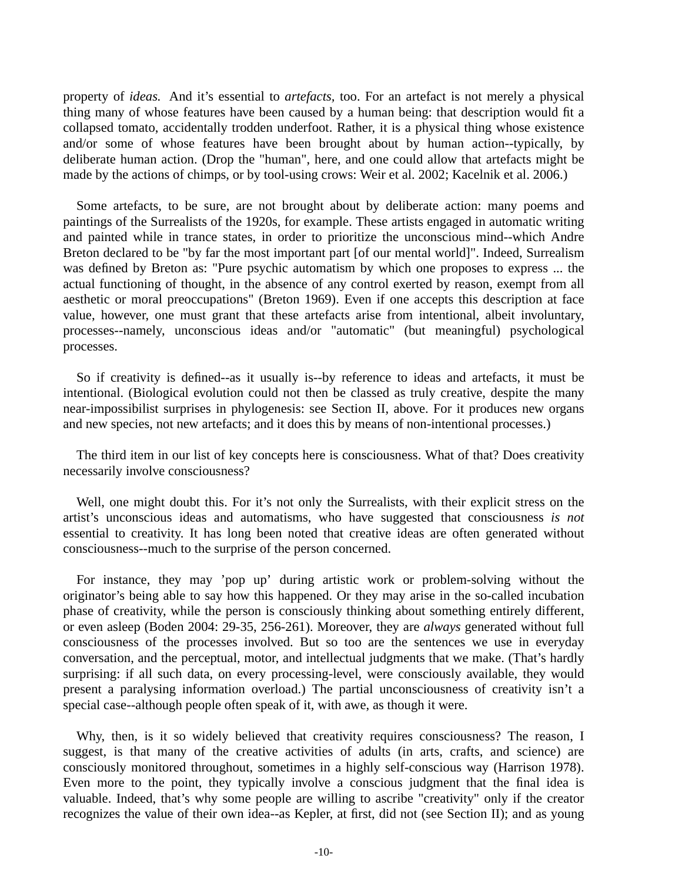property of *ideas.* And it's essential to *artefacts,* too. For an artefact is not merely a physical thing many of whose features have been caused by a human being: that description would fit a collapsed tomato, accidentally trodden underfoot. Rather, it is a physical thing whose existence and/or some of whose features have been brought about by human action--typically, by deliberate human action. (Drop the "human", here, and one could allow that artefacts might be made by the actions of chimps, or by tool-using crows: Weir et al. 2002; Kacelnik et al. 2006.)

Some artefacts, to be sure, are not brought about by deliberate action: many poems and paintings of the Surrealists of the 1920s, for example. These artists engaged in automatic writing and painted while in trance states, in order to prioritize the unconscious mind--which Andre Breton declared to be "by far the most important part [of our mental world]". Indeed, Surrealism was defined by Breton as: "Pure psychic automatism by which one proposes to express ... the actual functioning of thought, in the absence of any control exerted by reason, exempt from all aesthetic or moral preoccupations" (Breton 1969). Even if one accepts this description at face value, however, one must grant that these artefacts arise from intentional, albeit involuntary, processes--namely, unconscious ideas and/or "automatic" (but meaningful) psychological processes.

So if creativity is defined--as it usually is--by reference to ideas and artefacts, it must be intentional. (Biological evolution could not then be classed as truly creative, despite the many near-impossibilist surprises in phylogenesis: see Section II, above. For it produces new organs and new species, not new artefacts; and it does this by means of non-intentional processes.)

The third item in our list of key concepts here is consciousness. What of that? Does creativity necessarily involve consciousness?

Well, one might doubt this. For it's not only the Surrealists, with their explicit stress on the artist's unconscious ideas and automatisms, who have suggested that consciousness *is not* essential to creativity. It has long been noted that creative ideas are often generated without consciousness--much to the surprise of the person concerned.

For instance, they may 'pop up' during artistic work or problem-solving without the originator's being able to say how this happened. Or they may arise in the so-called incubation phase of creativity, while the person is consciously thinking about something entirely different, or even asleep (Boden 2004: 29-35, 256-261). Moreover, they are *always* generated without full consciousness of the processes involved. But so too are the sentences we use in everyday conversation, and the perceptual, motor, and intellectual judgments that we make. (That's hardly surprising: if all such data, on every processing-level, were consciously available, they would present a paralysing information overload.) The partial unconsciousness of creativity isn't a special case--although people often speak of it, with awe, as though it were.

Why, then, is it so widely believed that creativity requires consciousness? The reason, I suggest, is that many of the creative activities of adults (in arts, crafts, and science) are consciously monitored throughout, sometimes in a highly self-conscious way (Harrison 1978). Even more to the point, they typically involve a conscious judgment that the final idea is valuable. Indeed, that's why some people are willing to ascribe "creativity" only if the creator recognizes the value of their own idea--as Kepler, at first, did not (see Section II); and as young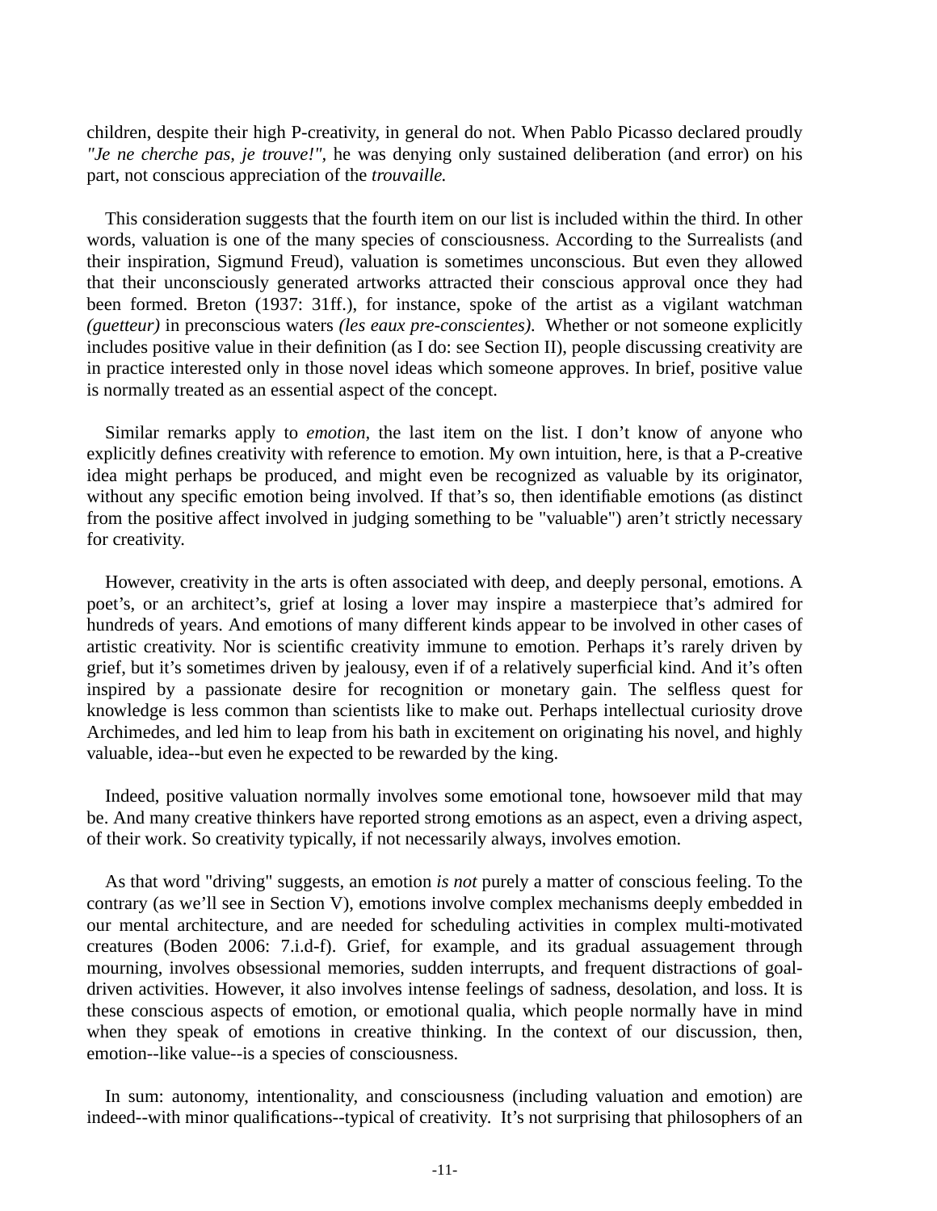children, despite their high P-creativity, in general do not. When Pablo Picasso declared proudly *"Je ne cherche pas, je trouve!"*, he was denying only sustained deliberation (and error) on his part, not conscious appreciation of the *trouvaille.*

This consideration suggests that the fourth item on our list is included within the third. In other words, valuation is one of the many species of consciousness. According to the Surrealists (and their inspiration, Sigmund Freud), valuation is sometimes unconscious. But even they allowed that their unconsciously generated artworks attracted their conscious approval once they had been formed. Breton (1937: 31ff.), for instance, spoke of the artist as a vigilant watchman *(guetteur)* in preconscious waters *(les eaux pre-conscientes).* Whether or not someone explicitly includes positive value in their definition (as I do: see Section II), people discussing creativity are in practice interested only in those novel ideas which someone approves. In brief, positive value is normally treated as an essential aspect of the concept.

Similar remarks apply to *emotion,* the last item on the list. I don't know of anyone who explicitly defines creativity with reference to emotion. My own intuition, here, is that a P-creative idea might perhaps be produced, and might even be recognized as valuable by its originator, without any specific emotion being involved. If that's so, then identifiable emotions (as distinct from the positive affect involved in judging something to be "valuable") aren't strictly necessary for creativity.

However, creativity in the arts is often associated with deep, and deeply personal, emotions. A poet's, or an architect's, grief at losing a lover may inspire a masterpiece that's admired for hundreds of years. And emotions of many different kinds appear to be involved in other cases of artistic creativity. Nor is scientific creativity immune to emotion. Perhaps it's rarely driven by grief, but it's sometimes driven by jealousy, even if of a relatively superficial kind. And it's often inspired by a passionate desire for recognition or monetary gain. The selfless quest for knowledge is less common than scientists like to make out. Perhaps intellectual curiosity drove Archimedes, and led him to leap from his bath in excitement on originating his novel, and highly valuable, idea--but even he expected to be rewarded by the king.

Indeed, positive valuation normally involves some emotional tone, howsoever mild that may be. And many creative thinkers have reported strong emotions as an aspect, even a driving aspect, of their work. So creativity typically, if not necessarily always, involves emotion.

As that word "driving" suggests, an emotion *is not* purely a matter of conscious feeling. To the contrary (as we'll see in Section V), emotions involve complex mechanisms deeply embedded in our mental architecture, and are needed for scheduling activities in complex multi-motivated creatures (Boden 2006: 7.i.d-f). Grief, for example, and its gradual assuagement through mourning, involves obsessional memories, sudden interrupts, and frequent distractions of goal-driven activities. However, it also involves intense feelings of sadness, desolation, and loss. It is these conscious aspects of emotion, or emotional qualia, which people normally have in mind when they speak of emotions in creative thinking. In the context of our discussion, then, emotion--like value--is a species of consciousness.

In sum: autonomy, intentionality, and consciousness (including valuation and emotion) are indeed--with minor qualifications--typical of creativity. It's not surprising that philosophers of an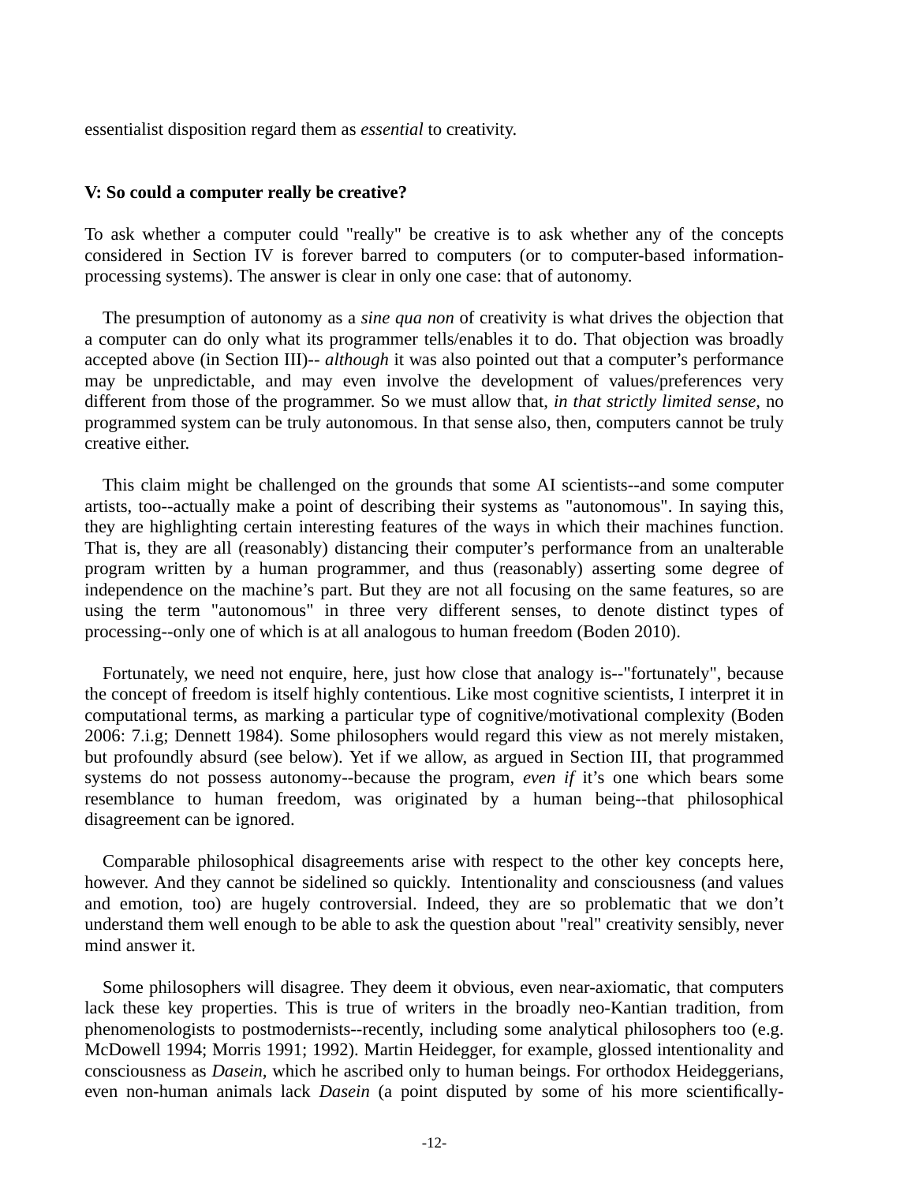essentialist disposition regard them as *essential* to creativity.

## V: So could a computer really be creative?

To ask whether a computer could "really" be creative is to ask whether any of the concepts considered in Section IV is forever barred to computers (or to computer-based information-processing systems). The answer is clear in only one case: that of autonomy.

The presumption of autonomy as a *sine qua non* of creativity is what drives the objection that a computer can do only what its programmer tells/enables it to do. That objection was broadly accepted above (in Section III)-- *although* it was also pointed out that a computer's performance may be unpredictable, and may even involve the development of values/preferences very different from those of the programmer. So we must allow that, *in that strictly limited sense*, no programmed system can be truly autonomous. In that sense also, then, computers cannot be truly creative either.

This claim might be challenged on the grounds that some AI scientists--and some computer artists, too--actually make a point of describing their systems as "autonomous". In saying this, they are highlighting certain interesting features of the ways in which their machines function. That is, they are all (reasonably) distancing their computer's performance from an unalterable program written by a human programmer, and thus (reasonably) asserting some degree of independence on the machine's part. But they are not all focusing on the same features, so are using the term "autonomous" in three very different senses, to denote distinct types of processing--only one of which is at all analogous to human freedom (Boden 2010).

Fortunately, we need not enquire, here, just how close that analogy is--"fortunately", because the concept of freedom is itself highly contentious. Like most cognitive scientists, I interpret it in computational terms, as marking a particular type of cognitive/motivational complexity (Boden 2006: 7.i.g; Dennett 1984). Some philosophers would regard this view as not merely mistaken, but profoundly absurd (see below). Yet if we allow, as argued in Section III, that programmed systems do not possess autonomy--because the program, *even if* it's one which bears some resemblance to human freedom, was originated by a human being--that philosophical disagreement can be ignored.

Comparable philosophical disagreements arise with respect to the other key concepts here, however. And they cannot be sidelined so quickly. Intentionality and consciousness (and values and emotion, too) are hugely controversial. Indeed, they are so problematic that we don't understand them well enough to be able to ask the question about "real" creativity sensibly, never mind answer it.

Some philosophers will disagree. They deem it obvious, even near-axiomatic, that computers lack these key properties. This is true of writers in the broadly neo-Kantian tradition, from phenomenologists to postmodernists--recently, including some analytical philosophers too (e.g. McDowell 1994; Morris 1991; 1992). Martin Heidegger, for example, glossed intentionality and consciousness as *Dasein*, which he ascribed only to human beings. For orthodox Heideggerians, even non-human animals lack *Dasein* (a point disputed by some of his more scientifically-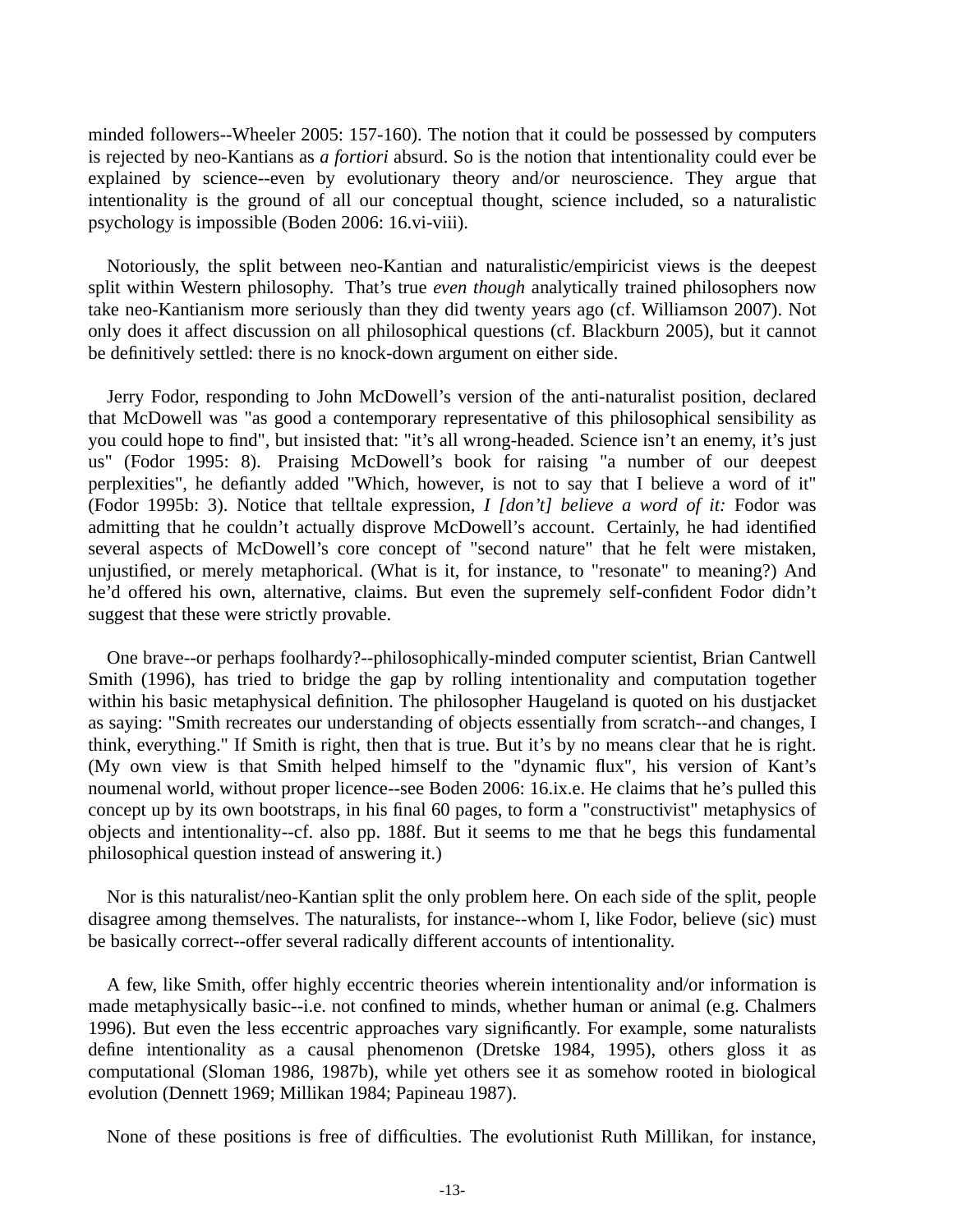minded followers--Wheeler 2005: 157-160). The notion that it could be possessed by computers is rejected by neo-Kantians as *a fortiori* absurd. So is the notion that intentionality could ever be explained by science--even by evolutionary theory and/or neuroscience. They argue that intentionality is the ground of all our conceptual thought, science included, so a naturalistic psychology is impossible (Boden 2006: 16.vi-viii).

Notoriously, the split between neo-Kantian and naturalistic/empiricist views is the deepest split within Western philosophy. That's true *even though* analytically trained philosophers now take neo-Kantianism more seriously than they did twenty years ago (cf. Williamson 2007). Not only does it affect discussion on all philosophical questions (cf. Blackburn 2005), but it cannot be definitively settled: there is no knock-down argument on either side.

Jerry Fodor, responding to John McDowell's version of the anti-naturalist position, declared that McDowell was "as good a contemporary representative of this philosophical sensibility as you could hope to find", but insisted that: "it's all wrong-headed. Science isn't an enemy, it's just us" (Fodor 1995: 8). Praising McDowell's book for raising "a number of our deepest perplexities", he defiantly added "Which, however, is not to say that I believe a word of it" (Fodor 1995b: 3). Notice that telltale expression, *I [don't] believe a word of it:* Fodor was admitting that he couldn't actually disprove McDowell's account. Certainly, he had identified several aspects of McDowell's core concept of "second nature" that he felt were mistaken, unjustified, or merely metaphorical. (What is it, for instance, to "resonate" to meaning?) And he'd offered his own, alternative, claims. But even the supremely self-confident Fodor didn't suggest that these were strictly provable.

One brave--or perhaps foolhardy?--philosophically-minded computer scientist, Brian Cantwell Smith (1996), has tried to bridge the gap by rolling intentionality and computation together within his basic metaphysical definition. The philosopher Haugeland is quoted on his dustjacket as saying: "Smith recreates our understanding of objects essentially from scratch--and changes, I think, everything." If Smith is right, then that is true. But it's by no means clear that he is right. (My own view is that Smith helped himself to the "dynamic flux", his version of Kant's noumenal world, without proper licence--see Boden 2006: 16.ix.e. He claims that he's pulled this concept up by its own bootstraps, in his final 60 pages, to form a "constructivist" metaphysics of objects and intentionality--cf. also pp. 188f. But it seems to me that he begs this fundamental philosophical question instead of answering it.)

Nor is this naturalist/neo-Kantian split the only problem here. On each side of the split, people disagree among themselves. The naturalists, for instance--whom I, like Fodor, believe (sic) must be basically correct--offer several radically different accounts of intentionality.

A few, like Smith, offer highly eccentric theories wherein intentionality and/or information is made metaphysically basic--i.e. not confined to minds, whether human or animal (e.g. Chalmers 1996). But even the less eccentric approaches vary significantly. For example, some naturalists define intentionality as a causal phenomenon (Dretske 1984, 1995), others gloss it as computational (Sloman 1986, 1987b), while yet others see it as somehow rooted in biological evolution (Dennett 1969; Millikan 1984; Papineau 1987).

None of these positions is free of difficulties. The evolutionist Ruth Millikan, for instance,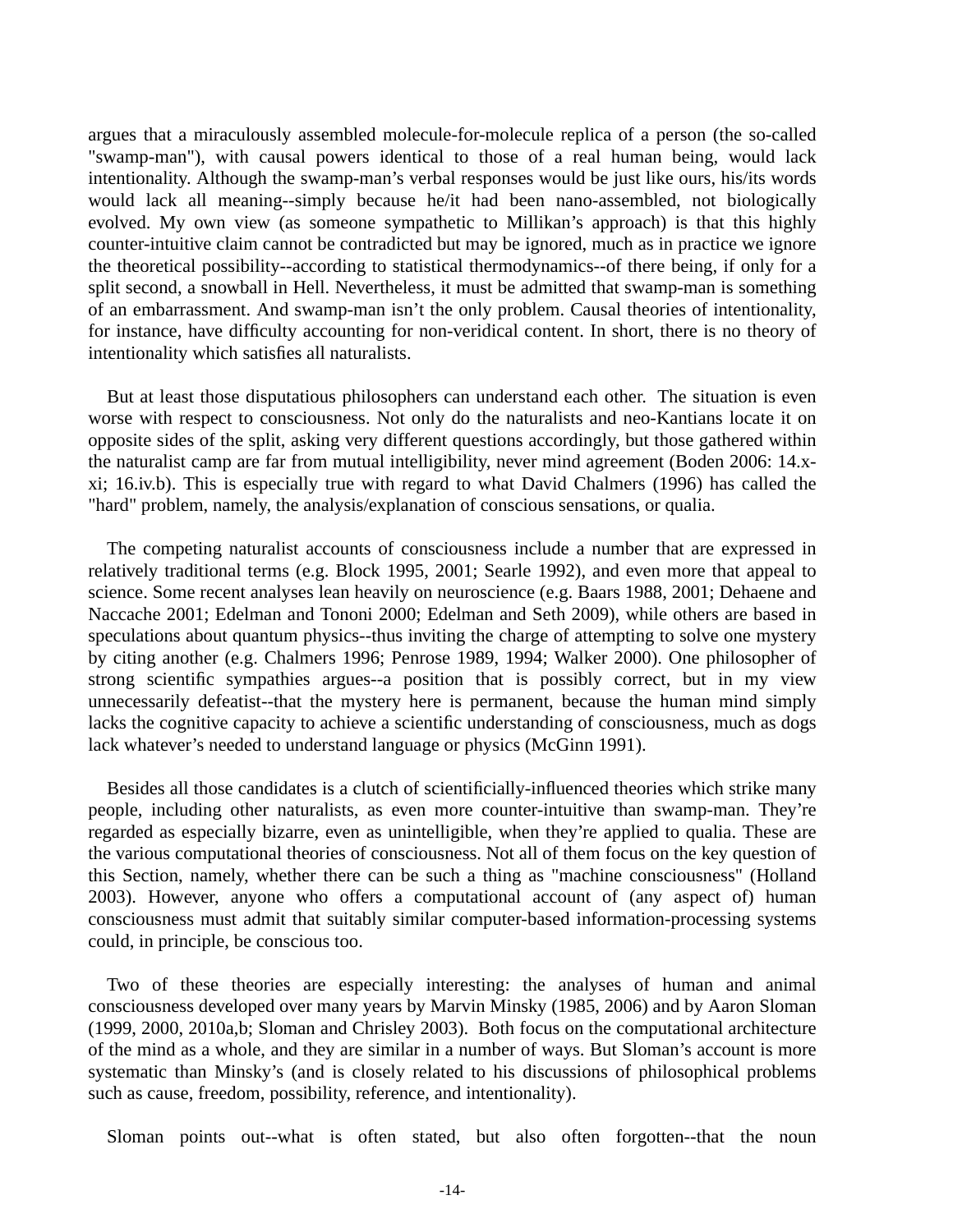argues that a miraculously assembled molecule-for-molecule replica of a person (the so-called "swamp-man"), with causal powers identical to those of a real human being, would lack intentionality. Although the swamp-man's verbal responses would be just like ours, his/its words would lack all meaning--simply because he/it had been nano-assembled, not biologically evolved. My own view (as someone sympathetic to Millikan's approach) is that this highly counter-intuitive claim cannot be contradicted but may be ignored, much as in practice we ignore the theoretical possibility--according to statistical thermodynamics--of there being, if only for a split second, a snowball in Hell. Nevertheless, it must be admitted that swamp-man is something of an embarrassment. And swamp-man isn't the only problem. Causal theories of intentionality, for instance, have difficulty accounting for non-veridical content. In short, there is no theory of intentionality which satisfies all naturalists.

But at least those disputatious philosophers can understand each other. The situation is even worse with respect to consciousness. Not only do the naturalists and neo-Kantians locate it on opposite sides of the split, asking very different questions accordingly, but those gathered within the naturalist camp are far from mutual intelligibility, never mind agreement (Boden 2006: 14.x-xi; 16.iv.b). This is especially true with regard to what David Chalmers (1996) has called the "hard" problem, namely, the analysis/explanation of conscious sensations, or qualia.

The competing naturalist accounts of consciousness include a number that are expressed in relatively traditional terms (e.g. Block 1995, 2001; Searle 1992), and even more that appeal to science. Some recent analyses lean heavily on neuroscience (e.g. Baars 1988, 2001; Dehaene and Naccache 2001; Edelman and Tononi 2000; Edelman and Seth 2009), while others are based in speculations about quantum physics--thus inviting the charge of attempting to solve one mystery by citing another (e.g. Chalmers 1996; Penrose 1989, 1994; Walker 2000). One philosopher of strong scientific sympathies argues--a position that is possibly correct, but in my view unnecessarily defeatist--that the mystery here is permanent, because the human mind simply lacks the cognitive capacity to achieve a scientific understanding of consciousness, much as dogs lack whatever's needed to understand language or physics (McGinn 1991).

Besides all those candidates is a clutch of scientificially-influenced theories which strike many people, including other naturalists, as even more counter-intuitive than swamp-man. They're regarded as especially bizarre, even as unintelligible, when they're applied to qualia. These are the various computational theories of consciousness. Not all of them focus on the key question of this Section, namely, whether there can be such a thing as "machine consciousness" (Holland 2003). However, anyone who offers a computational account of (any aspect of) human consciousness must admit that suitably similar computer-based information-processing systems could, in principle, be conscious too.

Two of these theories are especially interesting: the analyses of human and animal consciousness developed over many years by Marvin Minsky (1985, 2006) and by Aaron Sloman (1999, 2000, 2010a,b; Sloman and Chrisley 2003). Both focus on the computational architecture of the mind as a whole, and they are similar in a number of ways. But Sloman's account is more systematic than Minsky's (and is closely related to his discussions of philosophical problems such as cause, freedom, possibility, reference, and intentionality).

Sloman points out--what is often stated, but also often forgotten--that the noun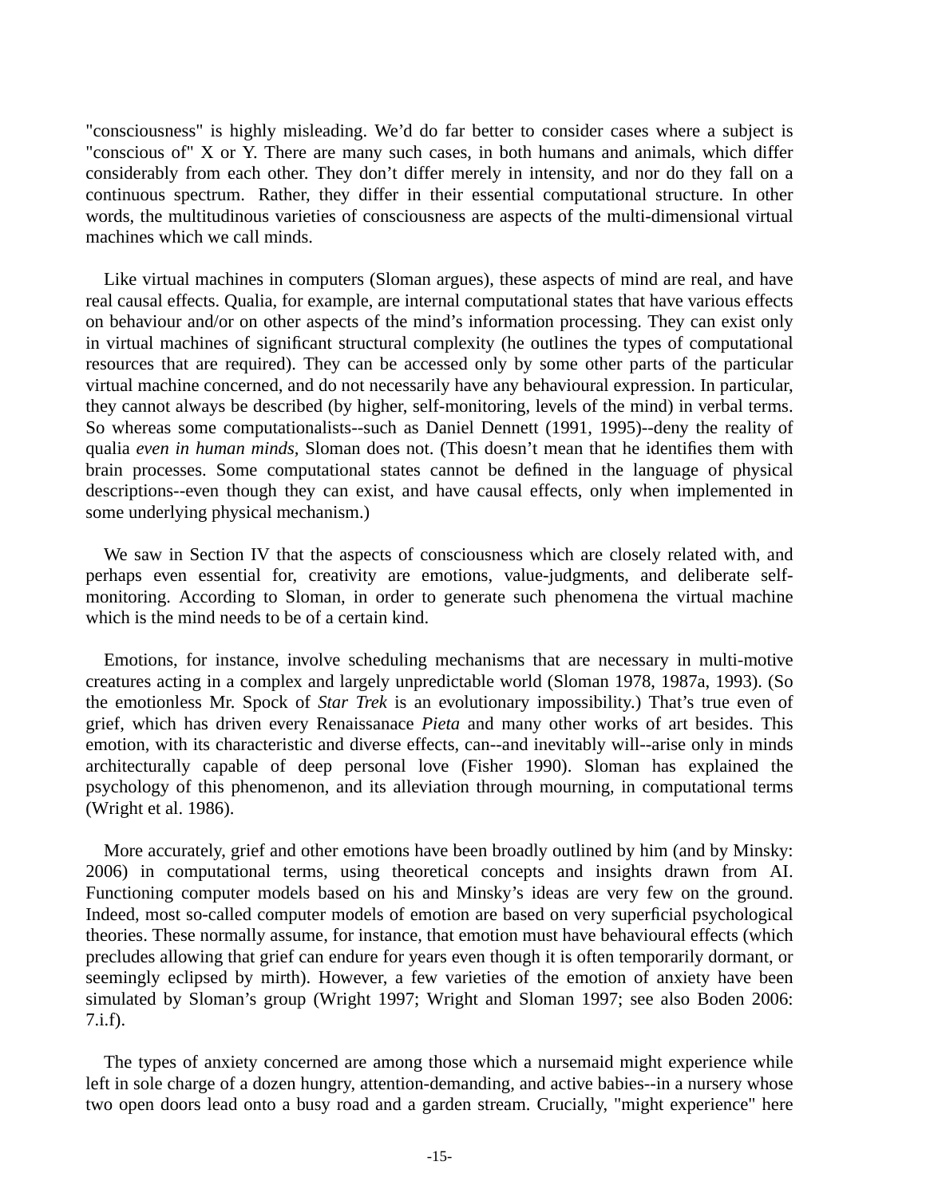"consciousness" is highly misleading. We'd do far better to consider cases where a subject is "conscious of" X or Y. There are many such cases, in both humans and animals, which differ considerably from each other. They don't differ merely in intensity, and nor do they fall on a continuous spectrum. Rather, they differ in their essential computational structure. In other words, the multitudinous varieties of consciousness are aspects of the multi-dimensional virtual machines which we call minds.

Like virtual machines in computers (Sloman argues), these aspects of mind are real, and have real causal effects. Qualia, for example, are internal computational states that have various effects on behaviour and/or on other aspects of the mind's information processing. They can exist only in virtual machines of significant structural complexity (he outlines the types of computational resources that are required). They can be accessed only by some other parts of the particular virtual machine concerned, and do not necessarily have any behavioural expression. In particular, they cannot always be described (by higher, self-monitoring, levels of the mind) in verbal terms. So whereas some computationalists--such as Daniel Dennett (1991, 1995)--deny the reality of qualia *even in human minds*, Sloman does not. (This doesn't mean that he identifies them with brain processes. Some computational states cannot be defined in the language of physical descriptions--even though they can exist, and have causal effects, only when implemented in some underlying physical mechanism.)

We saw in Section IV that the aspects of consciousness which are closely related with, and perhaps even essential for, creativity are emotions, value-judgments, and deliberate self-monitoring. According to Sloman, in order to generate such phenomena the virtual machine which is the mind needs to be of a certain kind.

Emotions, for instance, involve scheduling mechanisms that are necessary in multi-motive creatures acting in a complex and largely unpredictable world (Sloman 1978, 1987a, 1993). (So the emotionless Mr. Spock of *Star Trek* is an evolutionary impossibility.) That's true even of grief, which has driven every Renaissanace *Pieta* and many other works of art besides. This emotion, with its characteristic and diverse effects, can--and inevitably will--arise only in minds architecturally capable of deep personal love (Fisher 1990). Sloman has explained the psychology of this phenomenon, and its alleviation through mourning, in computational terms (Wright et al. 1986).

More accurately, grief and other emotions have been broadly outlined by him (and by Minsky: 2006) in computational terms, using theoretical concepts and insights drawn from AI. Functioning computer models based on his and Minsky's ideas are very few on the ground. Indeed, most so-called computer models of emotion are based on very superficial psychological theories. These normally assume, for instance, that emotion must have behavioural effects (which precludes allowing that grief can endure for years even though it is often temporarily dormant, or seemingly eclipsed by mirth). However, a few varieties of the emotion of anxiety have been simulated by Sloman's group (Wright 1997; Wright and Sloman 1997; see also Boden 2006: 7.i.f).

The types of anxiety concerned are among those which a nursemaid might experience while left in sole charge of a dozen hungry, attention-demanding, and active babies--in a nursery whose two open doors lead onto a busy road and a garden stream. Crucially, "might experience" here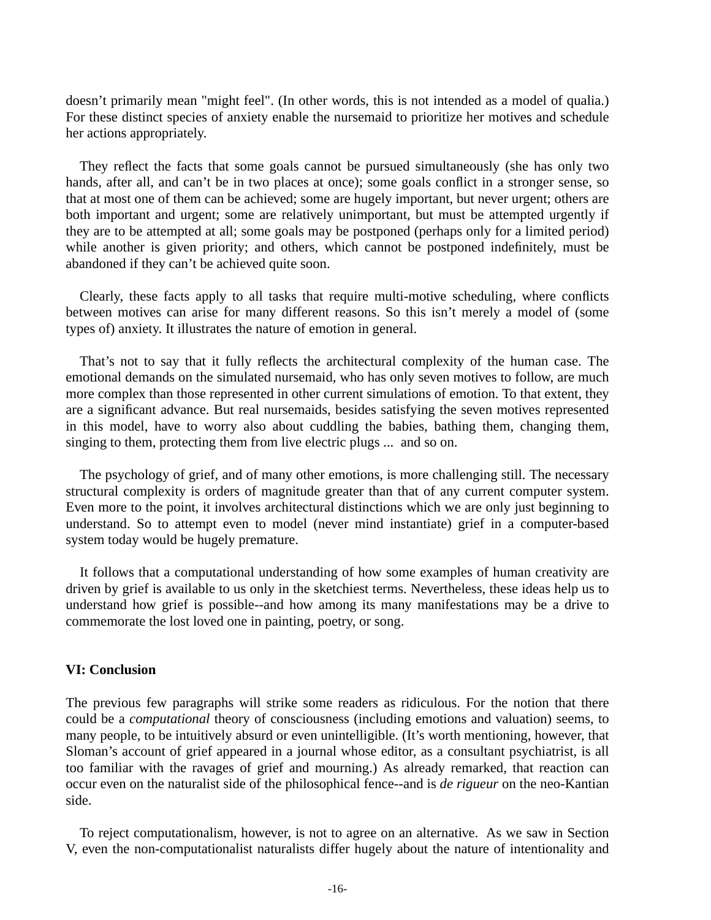doesn't primarily mean "might feel". (In other words, this is not intended as a model of qualia.) For these distinct species of anxiety enable the nursemaid to prioritize her motives and schedule her actions appropriately.

They reflect the facts that some goals cannot be pursued simultaneously (she has only two hands, after all, and can't be in two places at once); some goals conflict in a stronger sense, so that at most one of them can be achieved; some are hugely important, but never urgent; others are both important and urgent; some are relatively unimportant, but must be attempted urgently if they are to be attempted at all; some goals may be postponed (perhaps only for a limited period) while another is given priority; and others, which cannot be postponed indefinitely, must be abandoned if they can't be achieved quite soon.

Clearly, these facts apply to all tasks that require multi-motive scheduling, where conflicts between motives can arise for many different reasons. So this isn't merely a model of (some types of) anxiety. It illustrates the nature of emotion in general.

That's not to say that it fully reflects the architectural complexity of the human case. The emotional demands on the simulated nursemaid, who has only seven motives to follow, are much more complex than those represented in other current simulations of emotion. To that extent, they are a significant advance. But real nursemaids, besides satisfying the seven motives represented in this model, have to worry also about cuddling the babies, bathing them, changing them, singing to them, protecting them from live electric plugs ... and so on.

The psychology of grief, and of many other emotions, is more challenging still. The necessary structural complexity is orders of magnitude greater than that of any current computer system. Even more to the point, it involves architectural distinctions which we are only just beginning to understand. So to attempt even to model (never mind instantiate) grief in a computer-based system today would be hugely premature.

It follows that a computational understanding of how some examples of human creativity are driven by grief is available to us only in the sketchiest terms. Nevertheless, these ideas help us to understand how grief is possible--and how among its many manifestations may be a drive to commemorate the lost loved one in painting, poetry, or song.

## VI: Conclusion

The previous few paragraphs will strike some readers as ridiculous. For the notion that there could be a *computational* theory of consciousness (including emotions and valuation) seems, to many people, to be intuitively absurd or even unintelligible. (It's worth mentioning, however, that Sloman's account of grief appeared in a journal whose editor, as a consultant psychiatrist, is all too familiar with the ravages of grief and mourning.) As already remarked, that reaction can occur even on the naturalist side of the philosophical fence--and is *de rigueur* on the neo-Kantian side.

To reject computationalism, however, is not to agree on an alternative. As we saw in Section V, even the non-computationalist naturalists differ hugely about the nature of intentionality and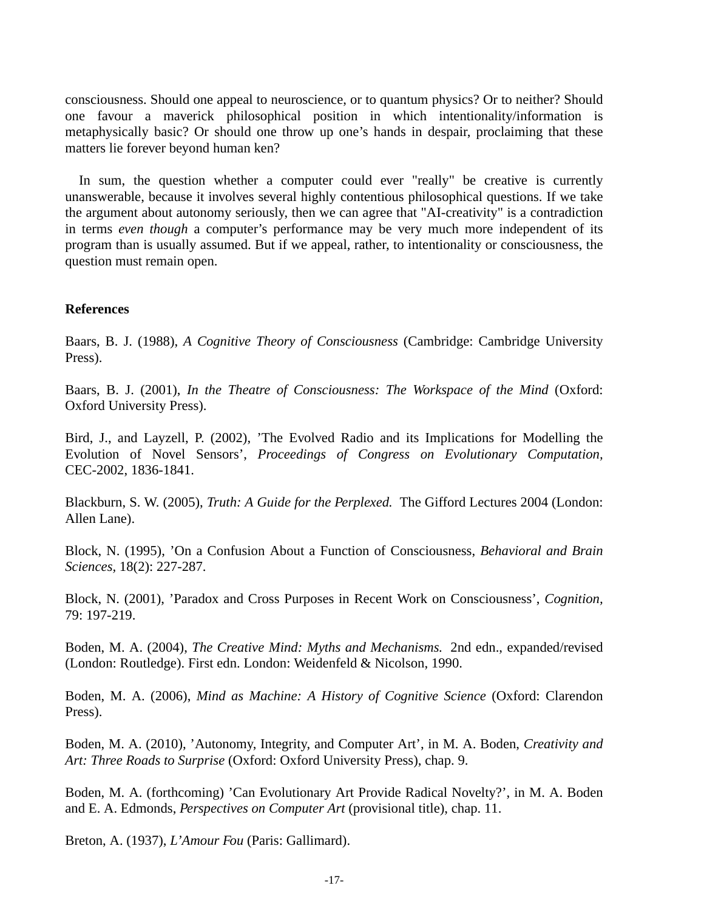consciousness. Should one appeal to neuroscience, or to quantum physics? Or to neither? Should one favour a maverick philosophical position in which intentionality/information is metaphysically basic? Or should one throw up one's hands in despair, proclaiming that these matters lie forever beyond human ken?

In sum, the question whether a computer could ever "really" be creative is currently unanswerable, because it involves several highly contentious philosophical questions. If we take the argument about autonomy seriously, then we can agree that "AI-creativity" is a contradiction in terms *even though* a computer's performance may be very much more independent of its program than is usually assumed. But if we appeal, rather, to intentionality or consciousness, the question must remain open.

## References

Baars, B. J. (1988), *A Cognitive Theory of Consciousness* (Cambridge: Cambridge University Press).

Baars, B. J. (2001), *In the Theatre of Consciousness: The Workspace of the Mind* (Oxford: Oxford University Press).

Bird, J., and Layzell, P. (2002), 'The Evolved Radio and its Implications for Modelling the Evolution of Novel Sensors', *Proceedings of Congress on Evolutionary Computation,* CEC-2002, 1836-1841.

Blackburn, S. W. (2005), *Truth: A Guide for the Perplexed.* The Gifford Lectures 2004 (London: Allen Lane).

Block, N. (1995), 'On a Confusion About a Function of Consciousness, *Behavioral and Brain Sciences,* 18(2): 227-287.

Block, N. (2001), 'Paradox and Cross Purposes in Recent Work on Consciousness', *Cognition,* 79: 197-219.

Boden, M. A. (2004), *The Creative Mind: Myths and Mechanisms.* 2nd edn., expanded/revised (London: Routledge). First edn. London: Weidenfeld & Nicolson, 1990.

Boden, M. A. (2006), *Mind as Machine: A History of Cognitive Science* (Oxford: Clarendon Press).

Boden, M. A. (2010), 'Autonomy, Integrity, and Computer Art', in M. A. Boden, *Creativity and Art: Three Roads to Surprise* (Oxford: Oxford University Press), chap. 9.

Boden, M. A. (forthcoming) 'Can Evolutionary Art Provide Radical Novelty?', in M. A. Boden and E. A. Edmonds, *Perspectives on Computer Art* (provisional title), chap. 11.

Breton, A. (1937), *L'Amour Fou* (Paris: Gallimard).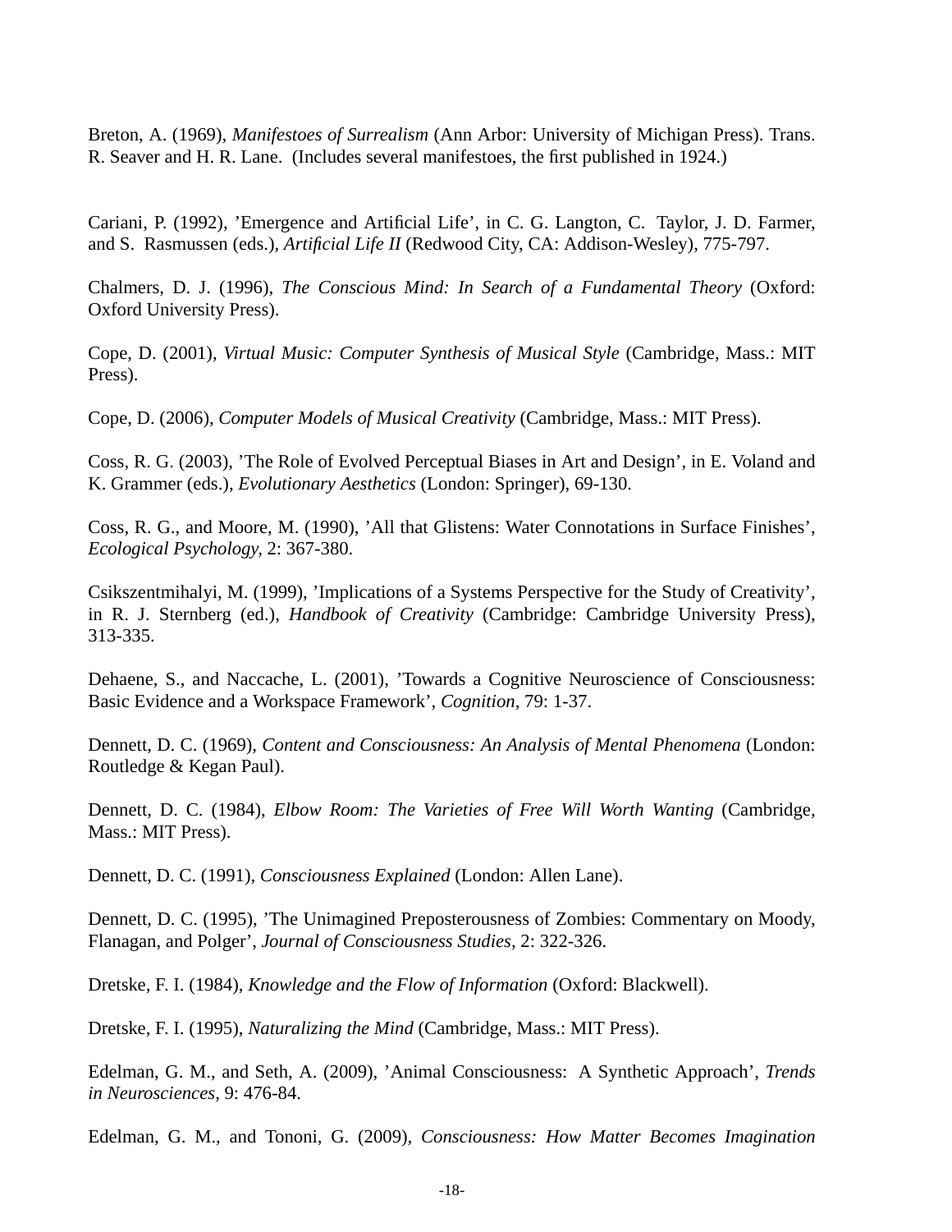Breton, A. (1969), *Manifestoes of Surrealism* (Ann Arbor: University of Michigan Press). Trans. R. Seaver and H. R. Lane. (Includes several manifestoes, the first published in 1924.)

Cariani, P. (1992), 'Emergence and Artificial Life', in C. G. Langton, C. Taylor, J. D. Farmer, and S. Rasmussen (eds.), *Artificial Life II* (Redwood City, CA: Addison-Wesley), 775-797.

Chalmers, D. J. (1996), *The Conscious Mind: In Search of a Fundamental Theory* (Oxford: Oxford University Press).

Cope, D. (2001), *Virtual Music: Computer Synthesis of Musical Style* (Cambridge, Mass.: MIT Press).

Cope, D. (2006), *Computer Models of Musical Creativity* (Cambridge, Mass.: MIT Press).

Coss, R. G. (2003), 'The Role of Evolved Perceptual Biases in Art and Design', in E. Voland and K. Grammer (eds.), *Evolutionary Aesthetics* (London: Springer), 69-130.

Coss, R. G., and Moore, M. (1990), 'All that Glistens: Water Connotations in Surface Finishes', *Ecological Psychology,* 2: 367-380.

Csikszentmihalyi, M. (1999), 'Implications of a Systems Perspective for the Study of Creativity', in R. J. Sternberg (ed.), *Handbook of Creativity* (Cambridge: Cambridge University Press), 313-335.

Dehaene, S., and Naccache, L. (2001), 'Towards a Cognitive Neuroscience of Consciousness: Basic Evidence and a Workspace Framework', *Cognition,* 79: 1-37.

Dennett, D. C. (1969), *Content and Consciousness: An Analysis of Mental Phenomena* (London: Routledge & Kegan Paul).

Dennett, D. C. (1984), *Elbow Room: The Varieties of Free Will Worth Wanting* (Cambridge, Mass.: MIT Press).

Dennett, D. C. (1991), *Consciousness Explained* (London: Allen Lane).

Dennett, D. C. (1995), 'The Unimagined Preposterousness of Zombies: Commentary on Moody, Flanagan, and Polger', *Journal of Consciousness Studies,* 2: 322-326.

Dretske, F. I. (1984), *Knowledge and the Flow of Information* (Oxford: Blackwell).

Dretske, F. I. (1995), *Naturalizing the Mind* (Cambridge, Mass.: MIT Press).

Edelman, G. M., and Seth, A. (2009), 'Animal Consciousness: A Synthetic Approach', *Trends in Neurosciences,* 9: 476-84.

Edelman, G. M., and Tononi, G. (2009), *Consciousness: How Matter Becomes Imagination*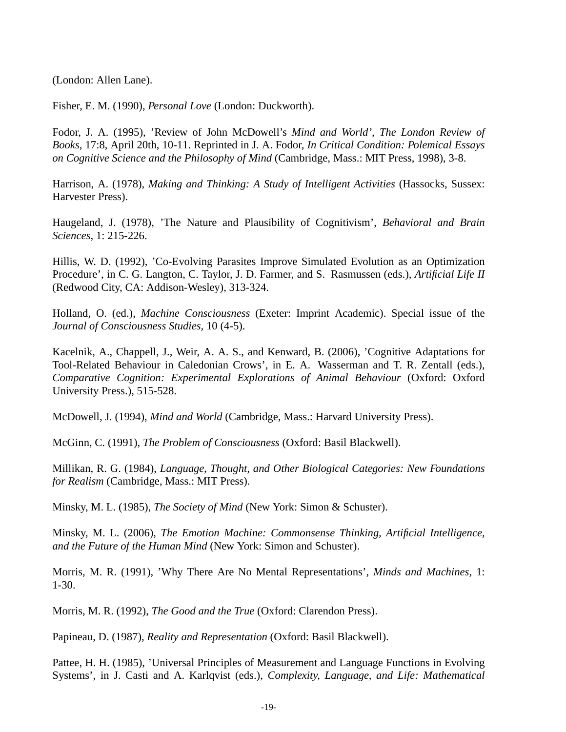(London: Allen Lane).

Fisher, E. M. (1990), *Personal Love* (London: Duckworth).

Fodor, J. A. (1995), 'Review of John McDowell's *Mind and World'*, *The London Review of Books*, 17:8, April 20th, 10-11. Reprinted in J. A. Fodor, *In Critical Condition: Polemical Essays on Cognitive Science and the Philosophy of Mind* (Cambridge, Mass.: MIT Press, 1998), 3-8.

Harrison, A. (1978), *Making and Thinking: A Study of Intelligent Activities* (Hassocks, Sussex: Harvester Press).

Haugeland, J. (1978), 'The Nature and Plausibility of Cognitivism', *Behavioral and Brain Sciences*, 1: 215-226.

Hillis, W. D. (1992), 'Co-Evolving Parasites Improve Simulated Evolution as an Optimization Procedure', in C. G. Langton, C. Taylor, J. D. Farmer, and S. Rasmussen (eds.), *Artificial Life II* (Redwood City, CA: Addison-Wesley), 313-324.

Holland, O. (ed.), *Machine Consciousness* (Exeter: Imprint Academic). Special issue of the *Journal of Consciousness Studies*, 10 (4-5).

Kacelnik, A., Chappell, J., Weir, A. A. S., and Kenward, B. (2006), 'Cognitive Adaptations for Tool-Related Behaviour in Caledonian Crows', in E. A. Wasserman and T. R. Zentall (eds.), *Comparative Cognition: Experimental Explorations of Animal Behaviour* (Oxford: Oxford University Press.), 515-528.

McDowell, J. (1994), *Mind and World* (Cambridge, Mass.: Harvard University Press).

McGinn, C. (1991), *The Problem of Consciousness* (Oxford: Basil Blackwell).

Millikan, R. G. (1984), *Language, Thought, and Other Biological Categories: New Foundations for Realism* (Cambridge, Mass.: MIT Press).

Minsky, M. L. (1985), *The Society of Mind* (New York: Simon & Schuster).

Minsky, M. L. (2006), *The Emotion Machine: Commonsense Thinking, Artificial Intelligence, and the Future of the Human Mind* (New York: Simon and Schuster).

Morris, M. R. (1991), 'Why There Are No Mental Representations', *Minds and Machines*, 1: 1-30.

Morris, M. R. (1992), *The Good and the True* (Oxford: Clarendon Press).

Papineau, D. (1987), *Reality and Representation* (Oxford: Basil Blackwell).

Pattee, H. H. (1985), 'Universal Principles of Measurement and Language Functions in Evolving Systems', in J. Casti and A. Karlqvist (eds.), *Complexity, Language, and Life: Mathematical*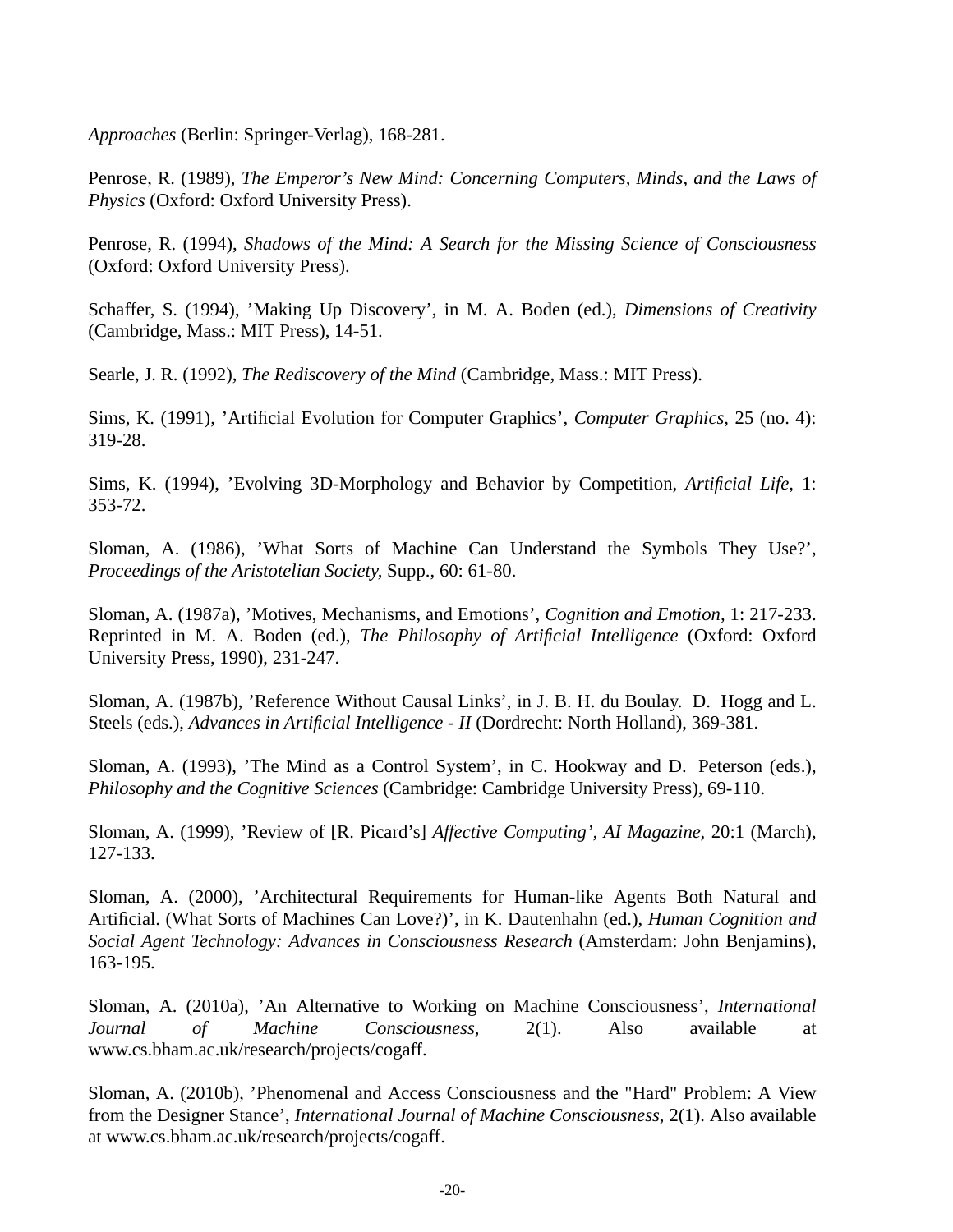*Approaches* (Berlin: Springer-Verlag), 168-281.

Penrose, R. (1989), *The Emperor's New Mind: Concerning Computers, Minds, and the Laws of Physics* (Oxford: Oxford University Press).

Penrose, R. (1994), *Shadows of the Mind: A Search for the Missing Science of Consciousness* (Oxford: Oxford University Press).

Schaffer, S. (1994), 'Making Up Discovery', in M. A. Boden (ed.), *Dimensions of Creativity* (Cambridge, Mass.: MIT Press), 14-51.

Searle, J. R. (1992), *The Rediscovery of the Mind* (Cambridge, Mass.: MIT Press).

Sims, K. (1991), 'Artificial Evolution for Computer Graphics', *Computer Graphics*, 25 (no. 4): 319-28.

Sims, K. (1994), 'Evolving 3D-Morphology and Behavior by Competition, *Artificial Life*, 1: 353-72.

Sloman, A. (1986), 'What Sorts of Machine Can Understand the Symbols They Use?', *Proceedings of the Aristotelian Society*, Supp., 60: 61-80.

Sloman, A. (1987a), 'Motives, Mechanisms, and Emotions', *Cognition and Emotion*, 1: 217-233. Reprinted in M. A. Boden (ed.), *The Philosophy of Artificial Intelligence* (Oxford: Oxford University Press, 1990), 231-247.

Sloman, A. (1987b), 'Reference Without Causal Links', in J. B. H. du Boulay. D. Hogg and L. Steels (eds.), *Advances in Artificial Intelligence - II* (Dordrecht: North Holland), 369-381.

Sloman, A. (1993), 'The Mind as a Control System', in C. Hookway and D. Peterson (eds.), *Philosophy and the Cognitive Sciences* (Cambridge: Cambridge University Press), 69-110.

Sloman, A. (1999), 'Review of [R. Picard's] *Affective Computing*', *AI Magazine*, 20:1 (March), 127-133.

Sloman, A. (2000), 'Architectural Requirements for Human-like Agents Both Natural and Artificial. (What Sorts of Machines Can Love?)', in K. Dautenhahn (ed.), *Human Cognition and Social Agent Technology: Advances in Consciousness Research* (Amsterdam: John Benjamins), 163-195.

Sloman, A. (2010a), 'An Alternative to Working on Machine Consciousness', *International Journal of Machine Consciousness*, 2(1). Also available at www.cs.bham.ac.uk/research/projects/cogaff.

Sloman, A. (2010b), 'Phenomenal and Access Consciousness and the "Hard" Problem: A View from the Designer Stance', *International Journal of Machine Consciousness*, 2(1). Also available at www.cs.bham.ac.uk/research/projects/cogaff.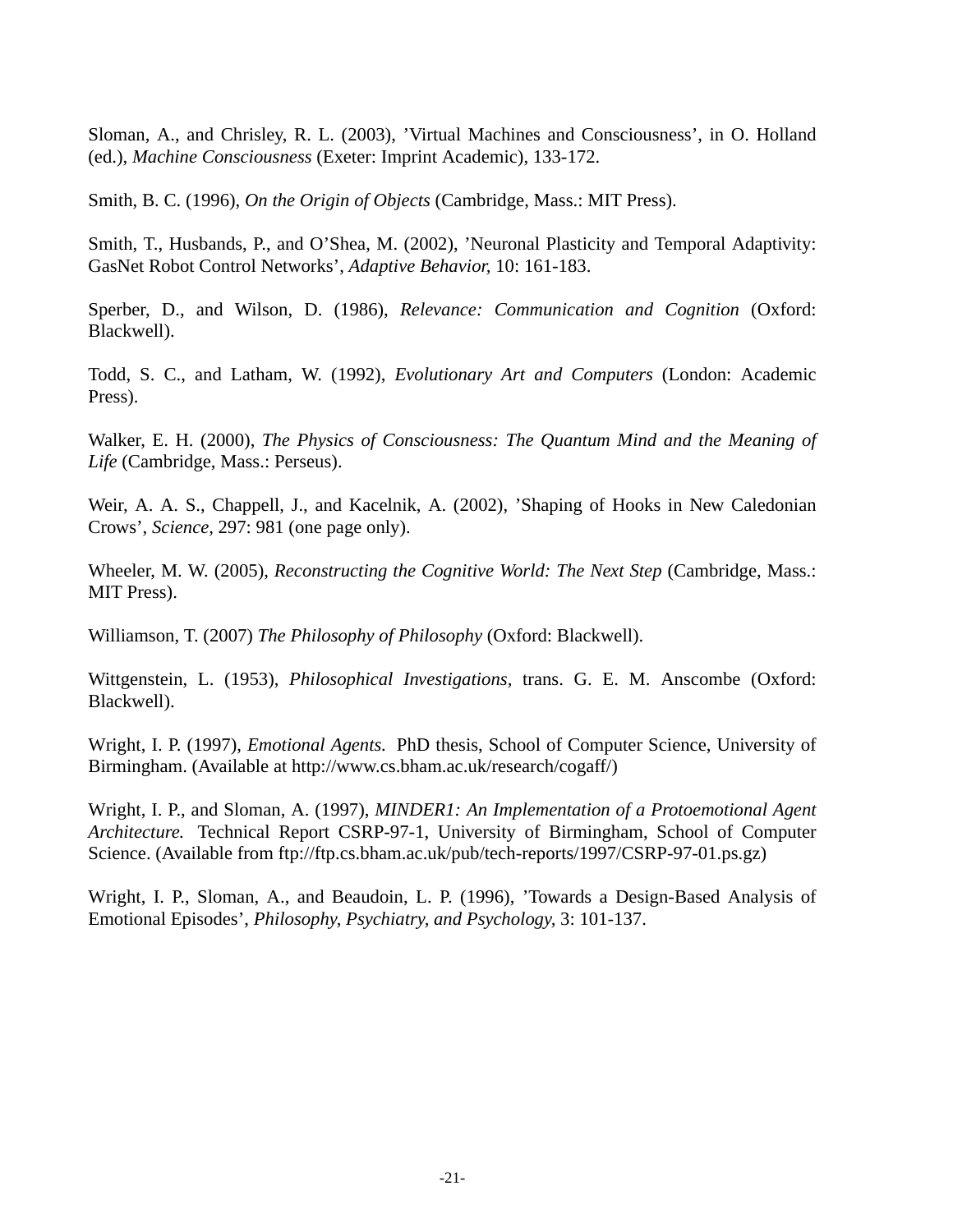Sloman, A., and Chrisley, R. L. (2003), ’Virtual Machines and Consciousness’, in O. Holland (ed.), *Machine Consciousness* (Exeter: Imprint Academic), 133-172.

Smith, B. C. (1996), *On the Origin of Objects* (Cambridge, Mass.: MIT Press).

Smith, T., Husbands, P., and O’Shea, M. (2002), ’Neuronal Plasticity and Temporal Adaptivity: GasNet Robot Control Networks’, *Adaptive Behavior,* 10: 161-183.

Sperber, D., and Wilson, D. (1986), *Relevance: Communication and Cognition* (Oxford: Blackwell).

Todd, S. C., and Latham, W. (1992), *Evolutionary Art and Computers* (London: Academic Press).

Walker, E. H. (2000), *The Physics of Consciousness: The Quantum Mind and the Meaning of Life* (Cambridge, Mass.: Perseus).

Weir, A. A. S., Chappell, J., and Kacelnik, A. (2002), ’Shaping of Hooks in New Caledonian Crows’, *Science*, 297: 981 (one page only).

Wheeler, M. W. (2005), *Reconstructing the Cognitive World: The Next Step* (Cambridge, Mass.: MIT Press).

Williamson, T. (2007) *The Philosophy of Philosophy* (Oxford: Blackwell).

Wittgenstein, L. (1953), *Philosophical Investigations,* trans. G. E. M. Anscombe (Oxford: Blackwell).

Wright, I. P. (1997), *Emotional Agents.* PhD thesis, School of Computer Science, University of Birmingham. (Available at http://www.cs.bham.ac.uk/research/cogaff/)

Wright, I. P., and Sloman, A. (1997), *MINDER1: An Implementation of a Protoemotional Agent Architecture.* Technical Report CSRP-97-1, University of Birmingham, School of Computer Science. (Available from ftp://ftp.cs.bham.ac.uk/pub/tech-reports/1997/CSRP-97-01.ps.gz)

Wright, I. P., Sloman, A., and Beaudoin, L. P. (1996), ’Towards a Design-Based Analysis of Emotional Episodes’, *Philosophy, Psychiatry, and Psychology,* 3: 101-137.